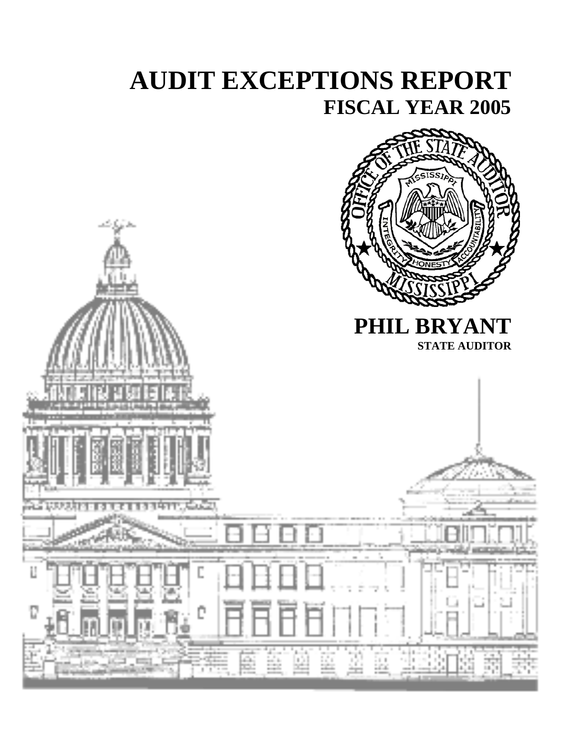# AUDIT EXCEPTIONS REPORT

## FISCAL YEAR 2005

**PHIL BRYANT**

**STATE AUDITOR**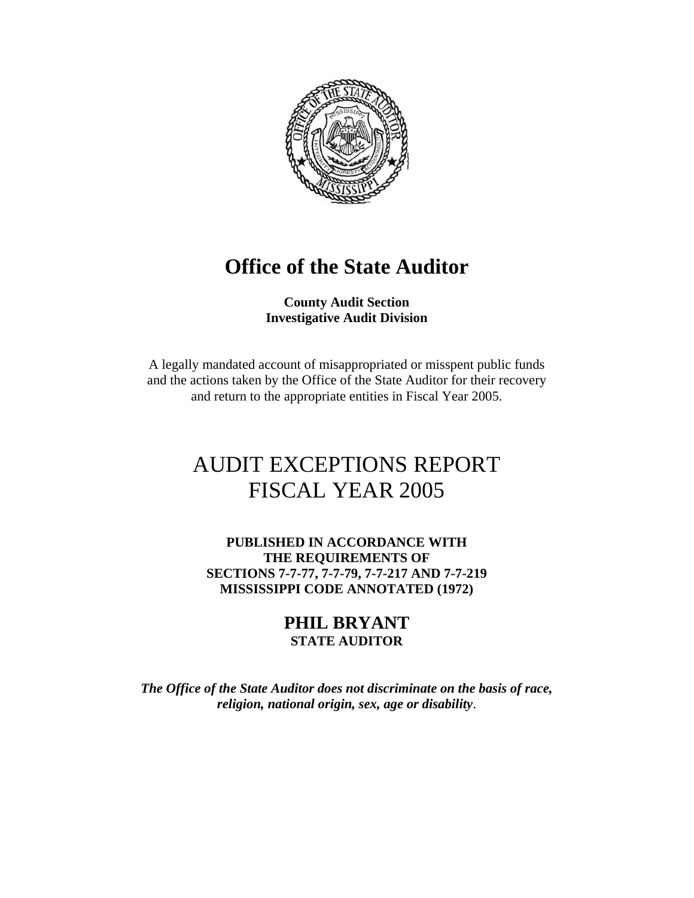# Office of the State Auditor

**County Audit Section**
**Investigative Audit Division**

A legally mandated account of misappropriated or misspent public funds and the actions taken by the Office of the State Auditor for their recovery and return to the appropriate entities in Fiscal Year 2005.

# AUDIT EXCEPTIONS REPORT FISCAL YEAR 2005

**PUBLISHED IN ACCORDANCE WITH THE REQUIREMENTS OF SECTIONS 7-7-77, 7-7-79, 7-7-217 AND 7-7-219 MISSISSIPPI CODE ANNOTATED (1972)**

## PHIL BRYANT
**STATE AUDITOR**

***The Office of the State Auditor does not discriminate on the basis of race, religion, national origin, sex, age or disability.***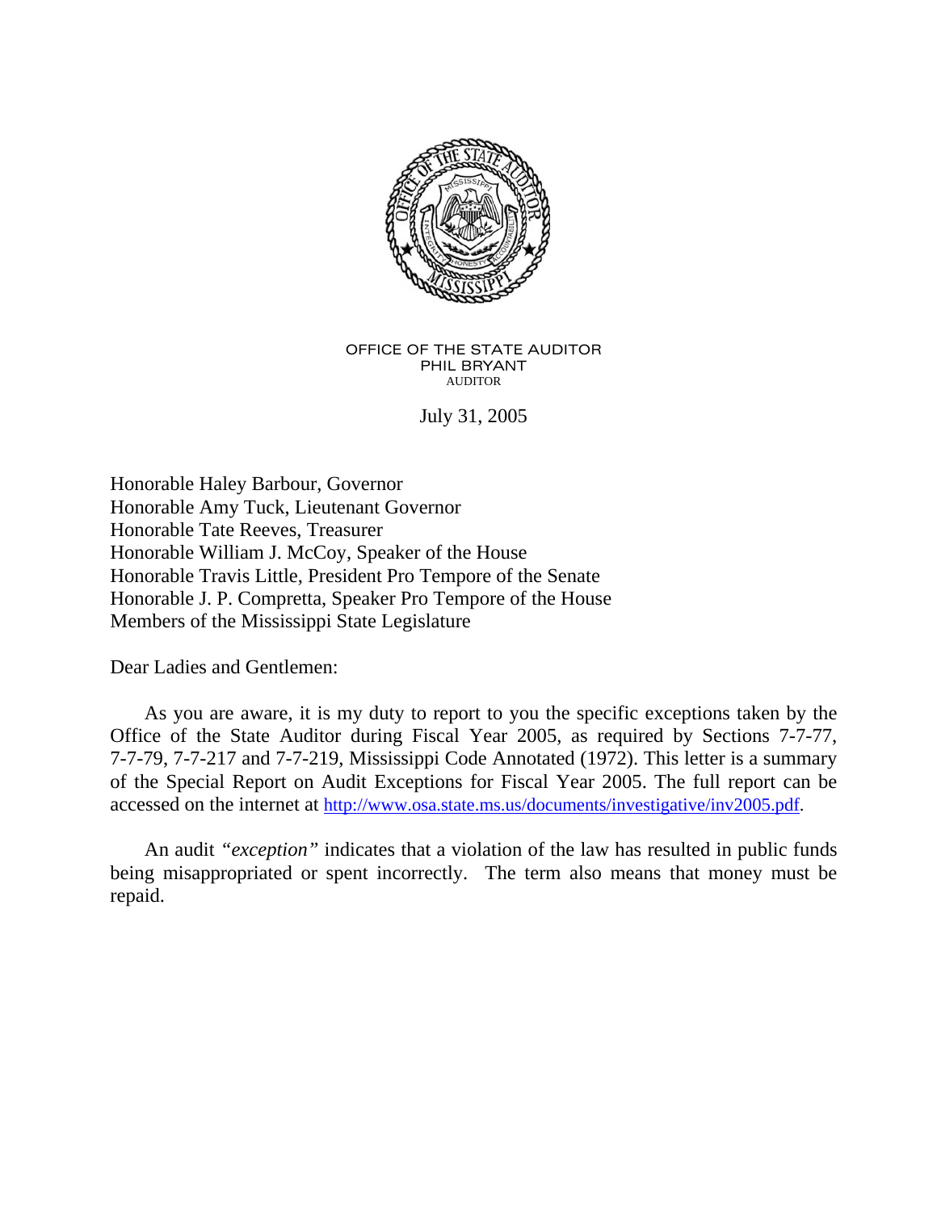OFFICE OF THE STATE AUDITOR
PHIL BRYANT
AUDITOR

July 31, 2005

Honorable Haley Barbour, Governor
Honorable Amy Tuck, Lieutenant Governor
Honorable Tate Reeves, Treasurer
Honorable William J. McCoy, Speaker of the House
Honorable Travis Little, President Pro Tempore of the Senate
Honorable J. P. Compretta, Speaker Pro Tempore of the House
Members of the Mississippi State Legislature

Dear Ladies and Gentlemen:

As you are aware, it is my duty to report to you the specific exceptions taken by the Office of the State Auditor during Fiscal Year 2005, as required by Sections 7-7-77, 7-7-79, 7-7-217 and 7-7-219, Mississippi Code Annotated (1972). This letter is a summary of the Special Report on Audit Exceptions for Fiscal Year 2005. The full report can be accessed on the internet at http://www.osa.state.ms.us/documents/investigative/inv2005.pdf.

An audit *"exception"* indicates that a violation of the law has resulted in public funds being misappropriated or spent incorrectly. The term also means that money must be repaid.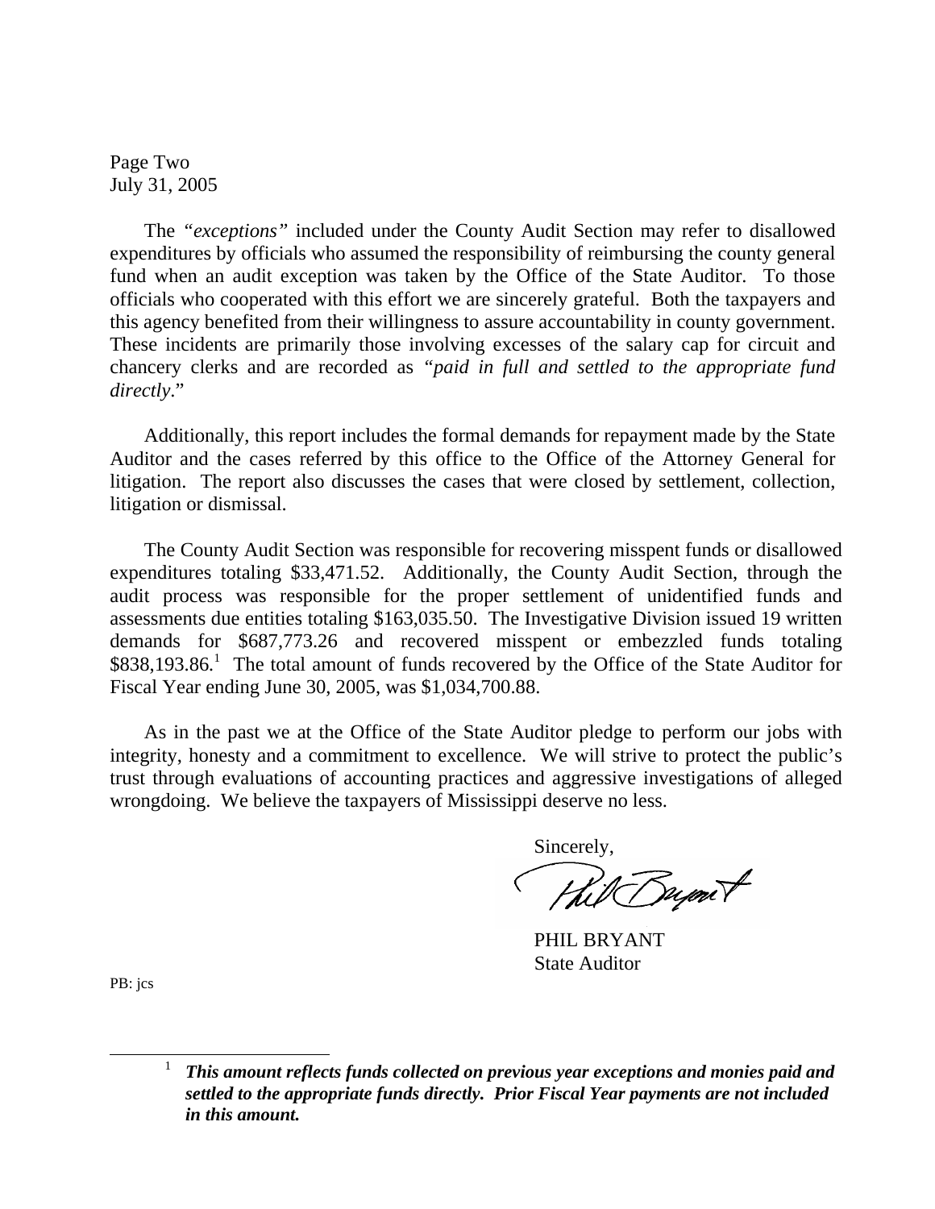Page Two
July 31, 2005

The *"exceptions"* included under the County Audit Section may refer to disallowed expenditures by officials who assumed the responsibility of reimbursing the county general fund when an audit exception was taken by the Office of the State Auditor. To those officials who cooperated with this effort we are sincerely grateful. Both the taxpayers and this agency benefited from their willingness to assure accountability in county government. These incidents are primarily those involving excesses of the salary cap for circuit and chancery clerks and are recorded as *"paid in full and settled to the appropriate fund directly*."

Additionally, this report includes the formal demands for repayment made by the State Auditor and the cases referred by this office to the Office of the Attorney General for litigation. The report also discusses the cases that were closed by settlement, collection, litigation or dismissal.

The County Audit Section was responsible for recovering misspent funds or disallowed expenditures totaling $33,471.52. Additionally, the County Audit Section, through the audit process was responsible for the proper settlement of unidentified funds and assessments due entities totaling $163,035.50. The Investigative Division issued 19 written demands for $687,773.26 and recovered misspent or embezzled funds totaling $838,193.86.[1] The total amount of funds recovered by the Office of the State Auditor for Fiscal Year ending June 30, 2005, was $1,034,700.88.

As in the past we at the Office of the State Auditor pledge to perform our jobs with integrity, honesty and a commitment to excellence. We will strive to protect the public's trust through evaluations of accounting practices and aggressive investigations of alleged wrongdoing. We believe the taxpayers of Mississippi deserve no less.

Sincerely,

PHIL BRYANT
State Auditor

PB: jcs

[1] ***This amount reflects funds collected on previous year exceptions and monies paid and settled to the appropriate funds directly. Prior Fiscal Year payments are not included in this amount.***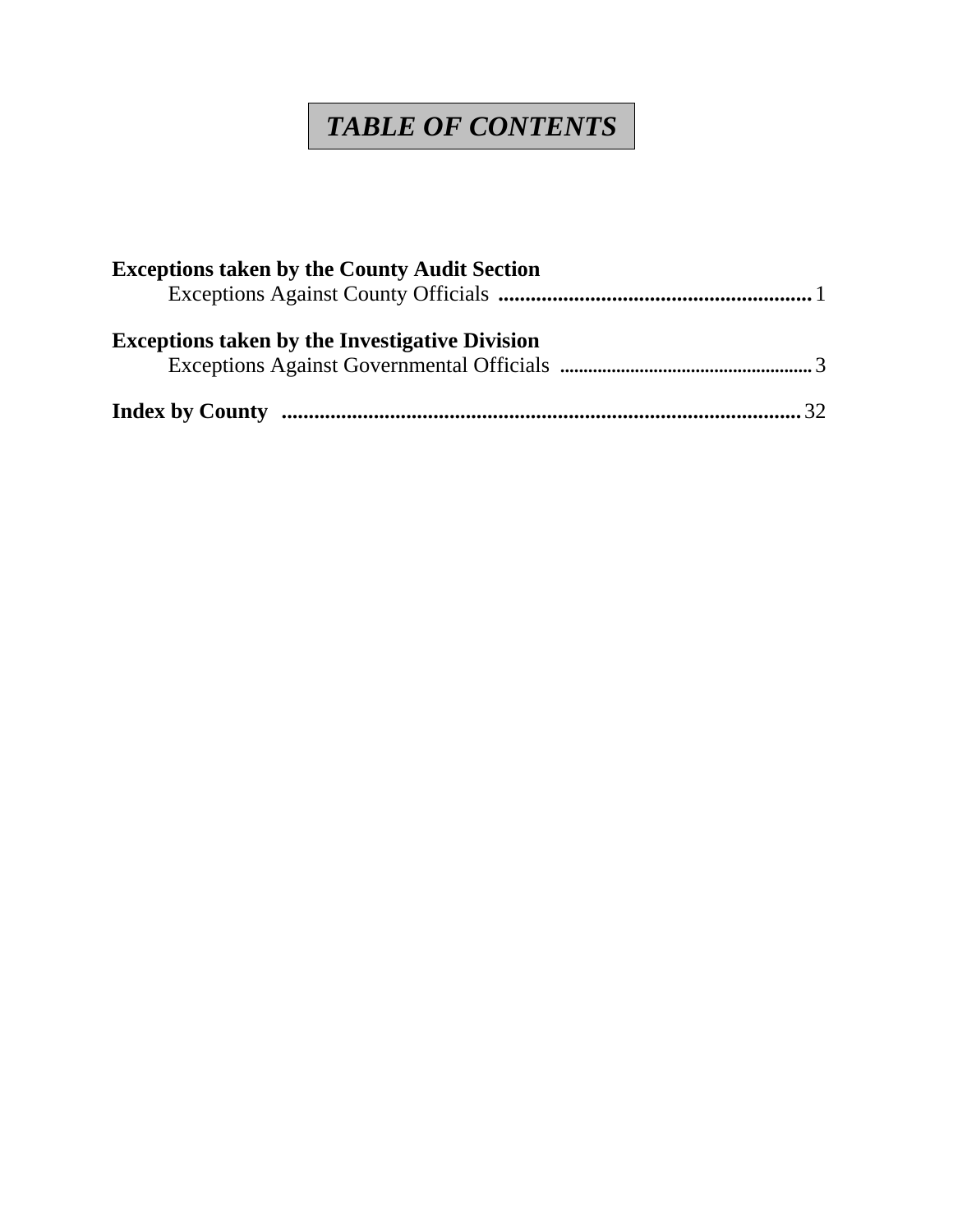# *TABLE OF CONTENTS*

**Exceptions taken by the County Audit Section**

Exceptions Against County Officials .......................................................... 1

**Exceptions taken by the Investigative Division**

Exceptions Against Governmental Officials ...................................................... 3

**Index by County** .............................................................................................. 32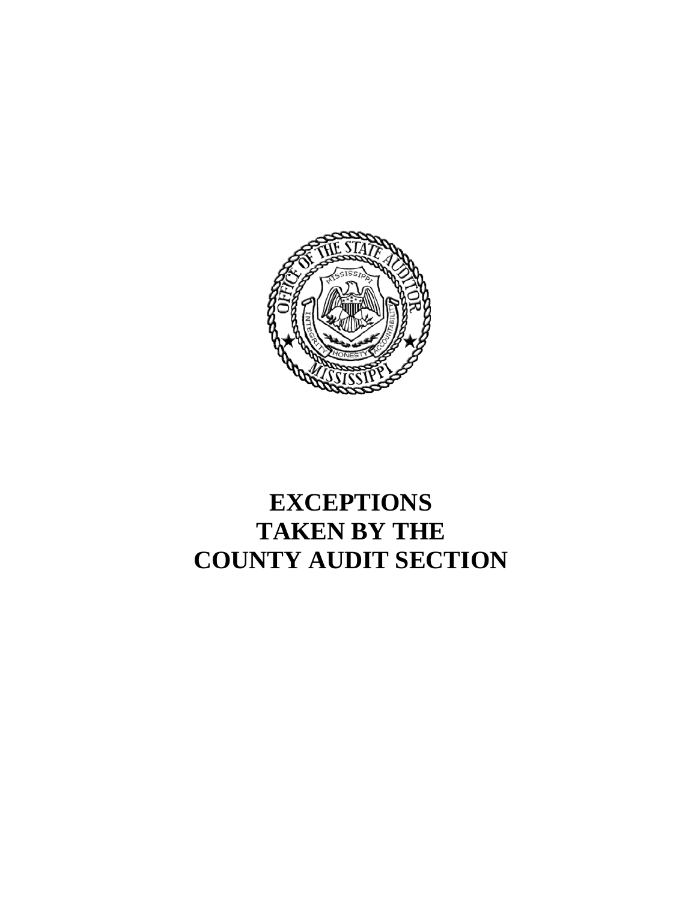# EXCEPTIONS TAKEN BY THE COUNTY AUDIT SECTION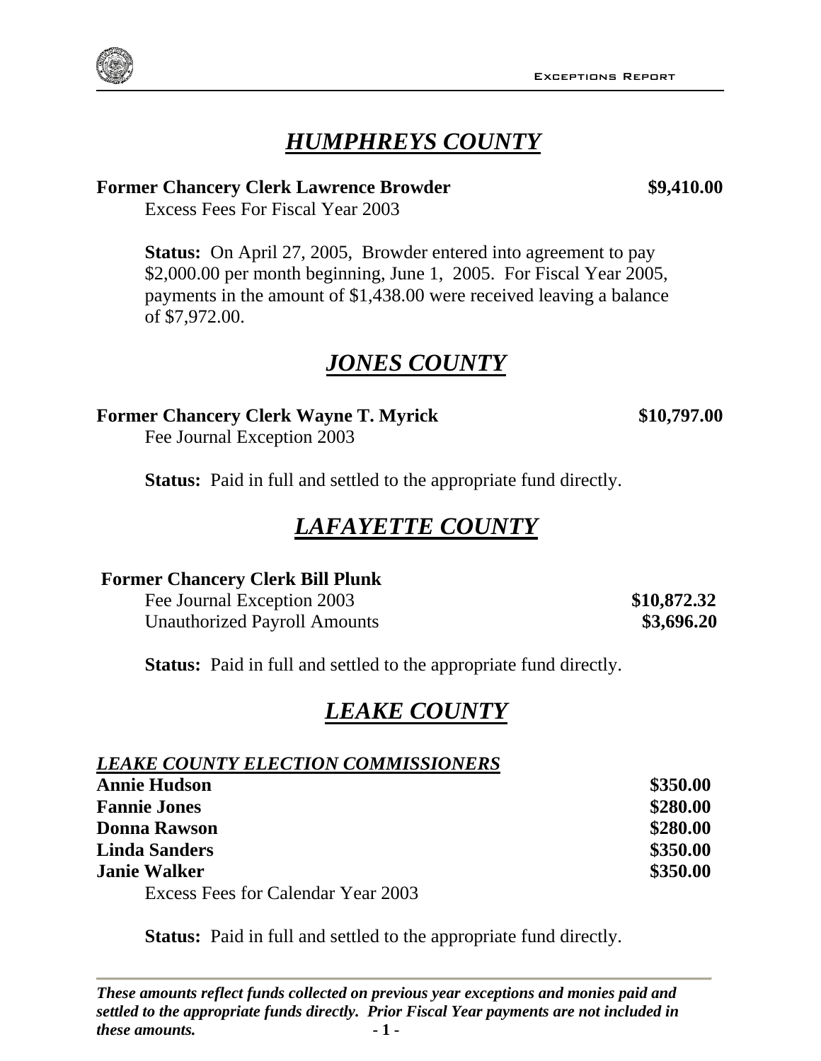# *HUMPHREYS COUNTY*

**Former Chancery Clerk Lawrence Browder** **$9,410.00**

Excess Fees For Fiscal Year 2003

**Status:** On April 27, 2005, Browder entered into agreement to pay $2,000.00 per month beginning, June 1, 2005. For Fiscal Year 2005, payments in the amount of $1,438.00 were received leaving a balance of $7,972.00.

# *JONES COUNTY*

**Former Chancery Clerk Wayne T. Myrick** **$10,797.00**

Fee Journal Exception 2003

**Status:** Paid in full and settled to the appropriate fund directly.

# *LAFAYETTE COUNTY*

**Former Chancery Clerk Bill Plunk**

| | |
|---|---|
| Fee Journal Exception 2003 | **$10,872.32** |
| Unauthorized Payroll Amounts | **$3,696.20** |

**Status:** Paid in full and settled to the appropriate fund directly.

# *LEAKE COUNTY*

***LEAKE COUNTY ELECTION COMMISSIONERS***

| | |
|---|---|
| **Annie Hudson** | **$350.00** |
| **Fannie Jones** | **$280.00** |
| **Donna Rawson** | **$280.00** |
| **Linda Sanders** | **$350.00** |
| **Janie Walker** | **$350.00** |

Excess Fees for Calendar Year 2003

**Status:** Paid in full and settled to the appropriate fund directly.

***These amounts reflect funds collected on previous year exceptions and monies paid and settled to the appropriate funds directly. Prior Fiscal Year payments are not included in these amounts.***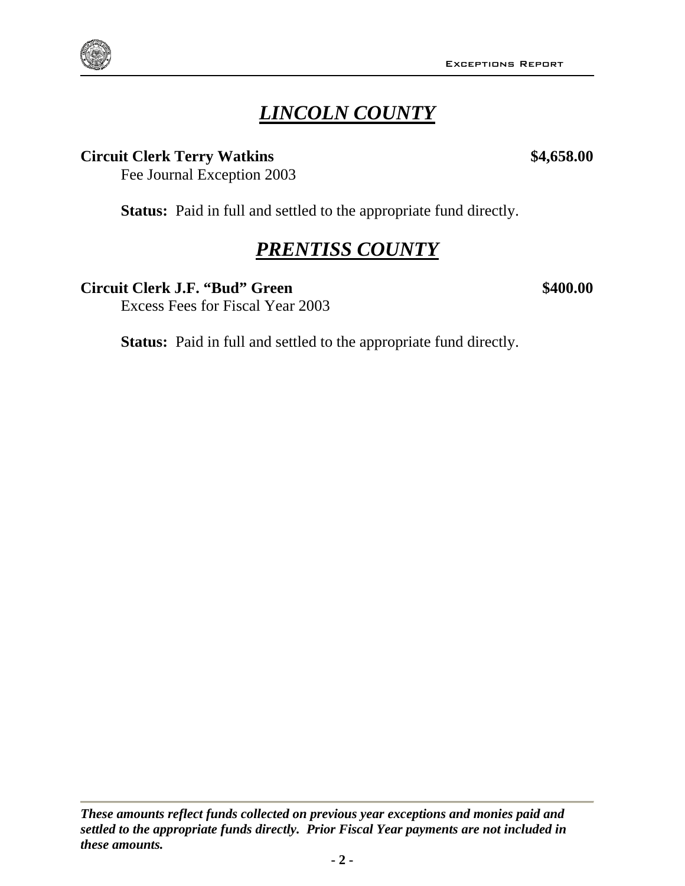# ***LINCOLN COUNTY***

**Circuit Clerk Terry Watkins** **$4,658.00**

Fee Journal Exception 2003

**Status:** Paid in full and settled to the appropriate fund directly.

# ***PRENTISS COUNTY***

**Circuit Clerk J.F. "Bud" Green** **$400.00**

Excess Fees for Fiscal Year 2003

**Status:** Paid in full and settled to the appropriate fund directly.

***These amounts reflect funds collected on previous year exceptions and monies paid and settled to the appropriate funds directly. Prior Fiscal Year payments are not included in these amounts.***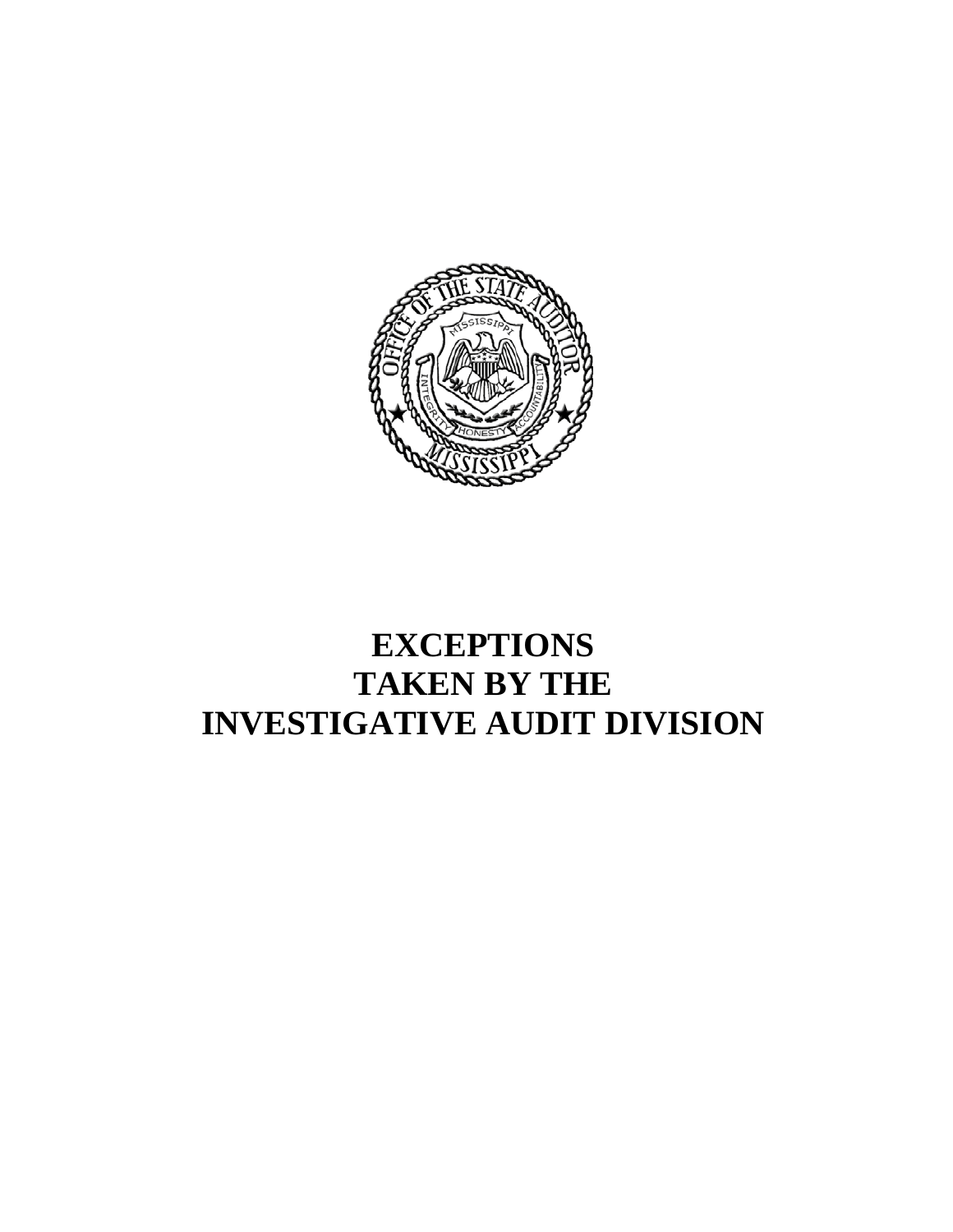# EXCEPTIONS TAKEN BY THE INVESTIGATIVE AUDIT DIVISION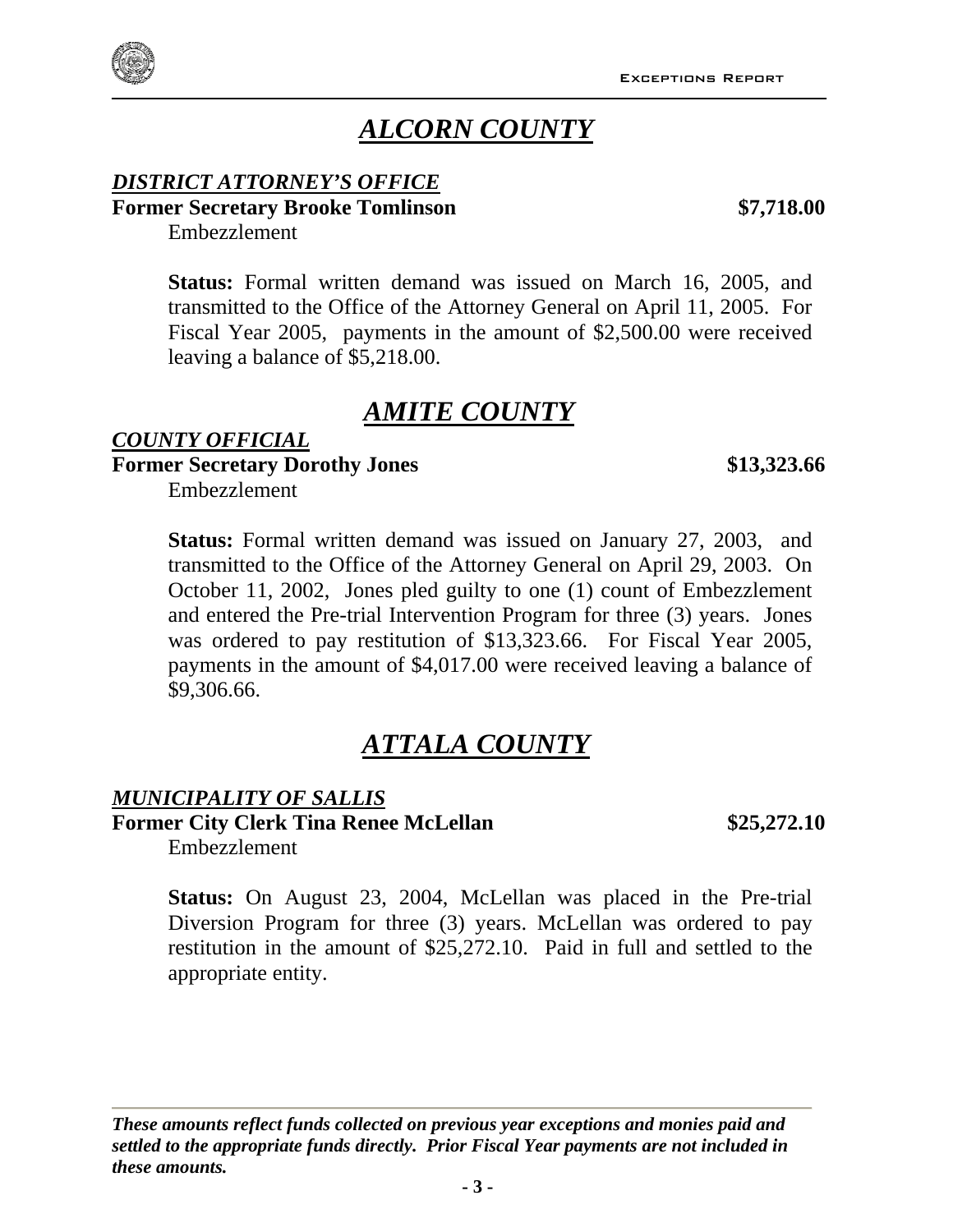# *ALCORN COUNTY*

***DISTRICT ATTORNEY'S OFFICE***

**Former Secretary Brooke Tomlinson** **$7,718.00**

Embezzlement

**Status:** Formal written demand was issued on March 16, 2005, and transmitted to the Office of the Attorney General on April 11, 2005. For Fiscal Year 2005, payments in the amount of $2,500.00 were received leaving a balance of $5,218.00.

# *AMITE COUNTY*

***COUNTY OFFICIAL***

**Former Secretary Dorothy Jones** **$13,323.66**

Embezzlement

**Status:** Formal written demand was issued on January 27, 2003, and transmitted to the Office of the Attorney General on April 29, 2003. On October 11, 2002, Jones pled guilty to one (1) count of Embezzlement and entered the Pre-trial Intervention Program for three (3) years. Jones was ordered to pay restitution of $13,323.66. For Fiscal Year 2005, payments in the amount of $4,017.00 were received leaving a balance of $9,306.66.

# *ATTALA COUNTY*

***MUNICIPALITY OF SALLIS***

**Former City Clerk Tina Renee McLellan** **$25,272.10**

Embezzlement

**Status:** On August 23, 2004, McLellan was placed in the Pre-trial Diversion Program for three (3) years. McLellan was ordered to pay restitution in the amount of $25,272.10. Paid in full and settled to the appropriate entity.

***These amounts reflect funds collected on previous year exceptions and monies paid and settled to the appropriate funds directly. Prior Fiscal Year payments are not included in these amounts.***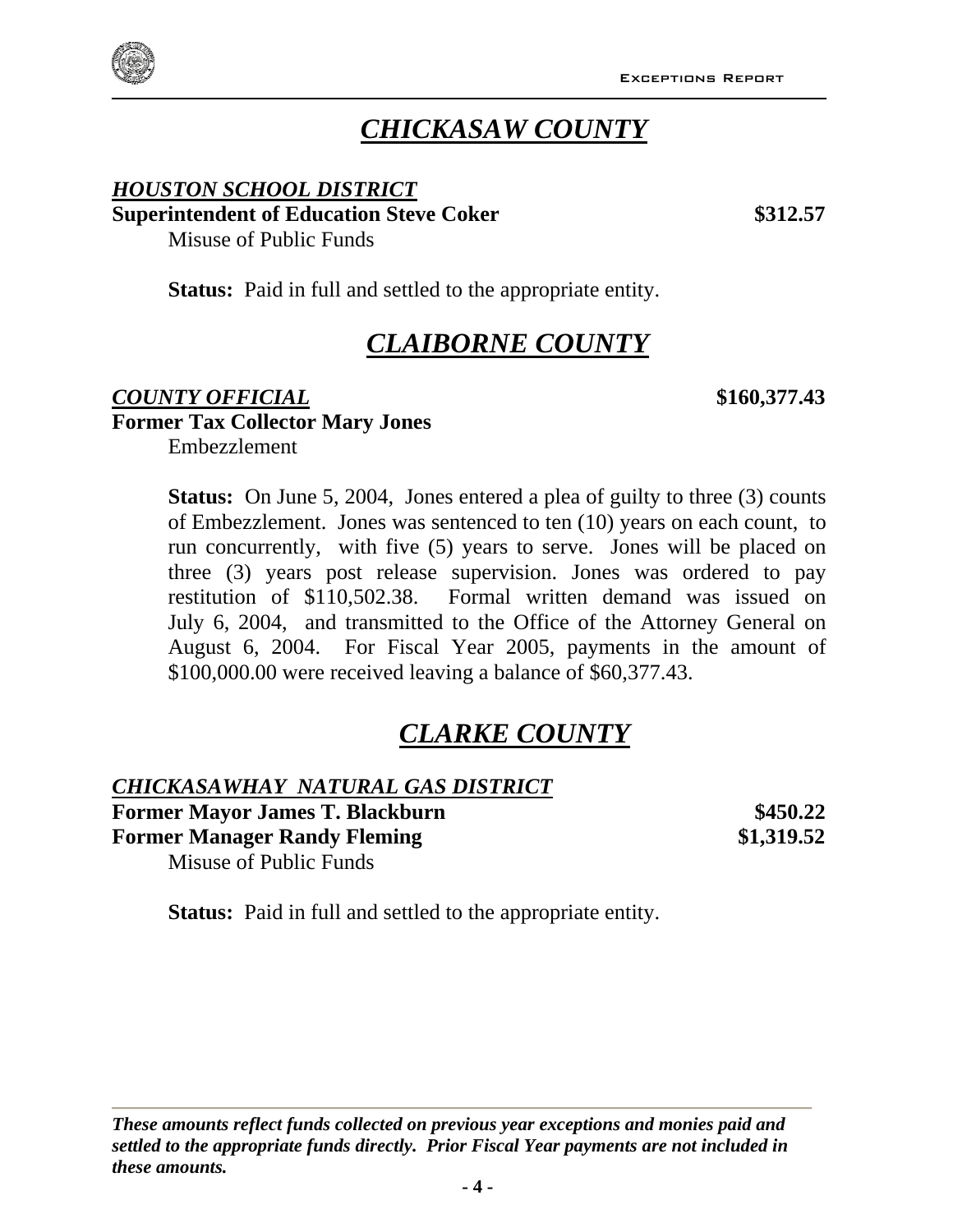# ***CHICKASAW COUNTY***

***HOUSTON SCHOOL DISTRICT***

**Superintendent of Education Steve Coker** **$312.57**

Misuse of Public Funds

**Status:** Paid in full and settled to the appropriate entity.

# ***CLAIBORNE COUNTY***

***COUNTY OFFICIAL*** **$160,377.43**

**Former Tax Collector Mary Jones**

Embezzlement

**Status:** On June 5, 2004, Jones entered a plea of guilty to three (3) counts of Embezzlement. Jones was sentenced to ten (10) years on each count, to run concurrently, with five (5) years to serve. Jones will be placed on three (3) years post release supervision. Jones was ordered to pay restitution of $110,502.38. Formal written demand was issued on July 6, 2004, and transmitted to the Office of the Attorney General on August 6, 2004. For Fiscal Year 2005, payments in the amount of $100,000.00 were received leaving a balance of $60,377.43.

# ***CLARKE COUNTY***

***CHICKASAWHAY NATURAL GAS DISTRICT***

**Former Mayor James T. Blackburn** **$450.22**

**Former Manager Randy Fleming** **$1,319.52**

Misuse of Public Funds

**Status:** Paid in full and settled to the appropriate entity.

***These amounts reflect funds collected on previous year exceptions and monies paid and settled to the appropriate funds directly. Prior Fiscal Year payments are not included in these amounts.***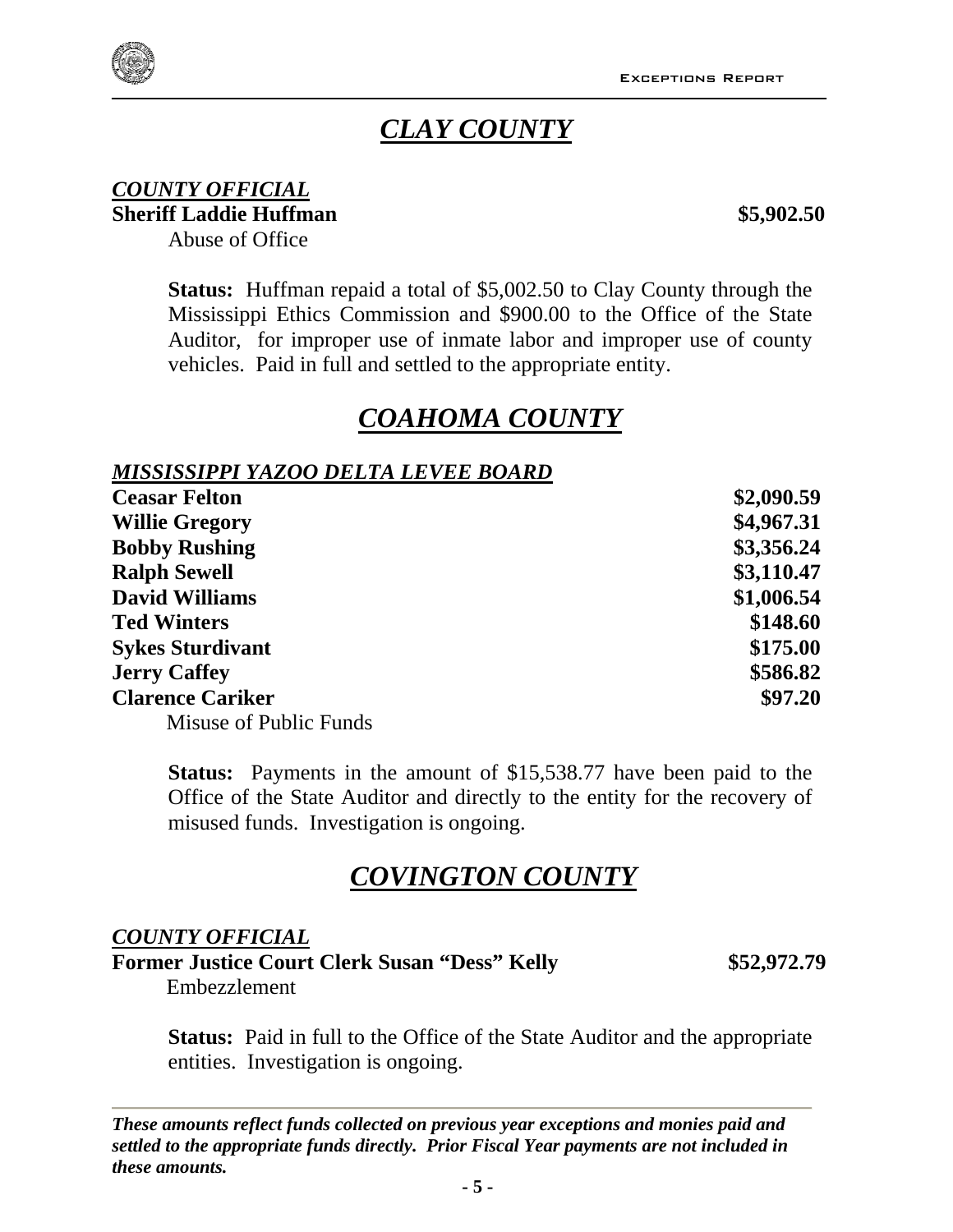# *CLAY COUNTY*

***COUNTY OFFICIAL***

**Sheriff Laddie Huffman** **$5,902.50**

Abuse of Office

**Status:** Huffman repaid a total of $5,002.50 to Clay County through the Mississippi Ethics Commission and $900.00 to the Office of the State Auditor, for improper use of inmate labor and improper use of county vehicles. Paid in full and settled to the appropriate entity.

# *COAHOMA COUNTY*

***MISSISSIPPI YAZOO DELTA LEVEE BOARD***

| | |
|---|---|
| **Ceasar Felton** | **$2,090.59** |
| **Willie Gregory** | **$4,967.31** |
| **Bobby Rushing** | **$3,356.24** |
| **Ralph Sewell** | **$3,110.47** |
| **David Williams** | **$1,006.54** |
| **Ted Winters** | **$148.60** |
| **Sykes Sturdivant** | **$175.00** |
| **Jerry Caffey** | **$586.82** |
| **Clarence Cariker** | **$97.20** |

Misuse of Public Funds

**Status:** Payments in the amount of $15,538.77 have been paid to the Office of the State Auditor and directly to the entity for the recovery of misused funds. Investigation is ongoing.

# *COVINGTON COUNTY*

***COUNTY OFFICIAL***

**Former Justice Court Clerk Susan "Dess" Kelly** **$52,972.79**

Embezzlement

**Status:** Paid in full to the Office of the State Auditor and the appropriate entities. Investigation is ongoing.

***These amounts reflect funds collected on previous year exceptions and monies paid and settled to the appropriate funds directly. Prior Fiscal Year payments are not included in these amounts.***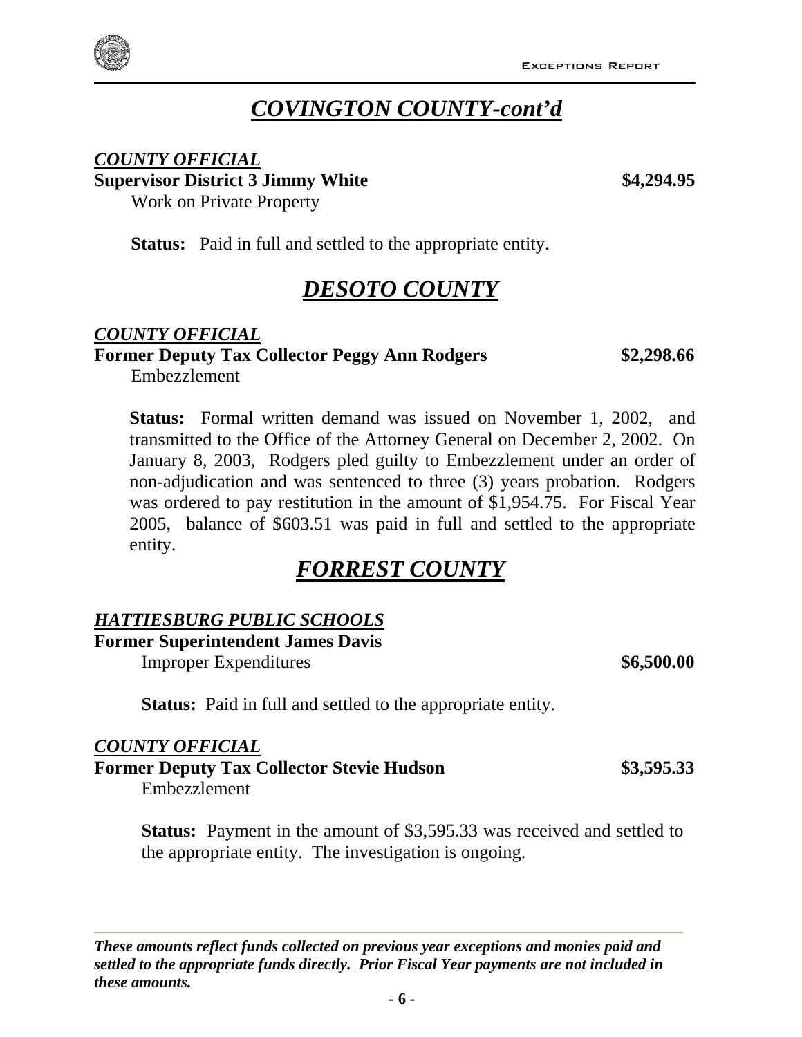# *COVINGTON COUNTY-cont'd*

***COUNTY OFFICIAL***

**Supervisor District 3 Jimmy White** **$4,294.95**

Work on Private Property

**Status:** Paid in full and settled to the appropriate entity.

# *DESOTO COUNTY*

***COUNTY OFFICIAL***

**Former Deputy Tax Collector Peggy Ann Rodgers** **$2,298.66**

Embezzlement

**Status:** Formal written demand was issued on November 1, 2002, and transmitted to the Office of the Attorney General on December 2, 2002. On January 8, 2003, Rodgers pled guilty to Embezzlement under an order of non-adjudication and was sentenced to three (3) years probation. Rodgers was ordered to pay restitution in the amount of $1,954.75. For Fiscal Year 2005, balance of $603.51 was paid in full and settled to the appropriate entity.

# *FORREST COUNTY*

***HATTIESBURG PUBLIC SCHOOLS***

**Former Superintendent James Davis**

Improper Expenditures **$6,500.00**

**Status:** Paid in full and settled to the appropriate entity.

***COUNTY OFFICIAL***

**Former Deputy Tax Collector Stevie Hudson** **$3,595.33**

Embezzlement

**Status:** Payment in the amount of $3,595.33 was received and settled to the appropriate entity. The investigation is ongoing.

***These amounts reflect funds collected on previous year exceptions and monies paid and settled to the appropriate funds directly. Prior Fiscal Year payments are not included in these amounts.***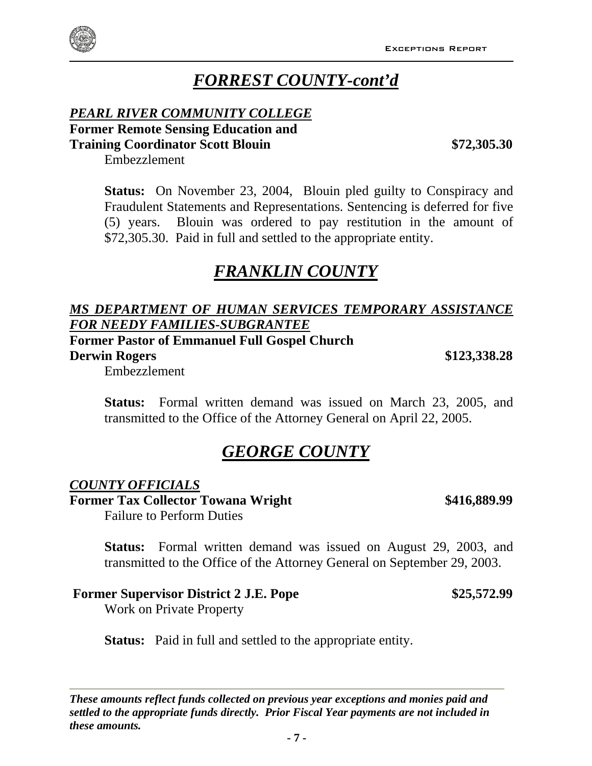# *FORREST COUNTY-cont'd*

***PEARL RIVER COMMUNITY COLLEGE***

**Former Remote Sensing Education and Training Coordinator Scott Blouin** **$72,305.30**

Embezzlement

**Status:** On November 23, 2004, Blouin pled guilty to Conspiracy and Fraudulent Statements and Representations. Sentencing is deferred for five (5) years. Blouin was ordered to pay restitution in the amount of $72,305.30. Paid in full and settled to the appropriate entity.

# *FRANKLIN COUNTY*

***MS DEPARTMENT OF HUMAN SERVICES TEMPORARY ASSISTANCE FOR NEEDY FAMILIES-SUBGRANTEE***

**Former Pastor of Emmanuel Full Gospel Church Derwin Rogers** **$123,338.28**

Embezzlement

**Status:** Formal written demand was issued on March 23, 2005, and transmitted to the Office of the Attorney General on April 22, 2005.

# *GEORGE COUNTY*

***COUNTY OFFICIALS***

**Former Tax Collector Towana Wright** **$416,889.99**

Failure to Perform Duties

**Status:** Formal written demand was issued on August 29, 2003, and transmitted to the Office of the Attorney General on September 29, 2003.

**Former Supervisor District 2 J.E. Pope** **$25,572.99**

Work on Private Property

**Status:** Paid in full and settled to the appropriate entity.

***These amounts reflect funds collected on previous year exceptions and monies paid and settled to the appropriate funds directly. Prior Fiscal Year payments are not included in these amounts.***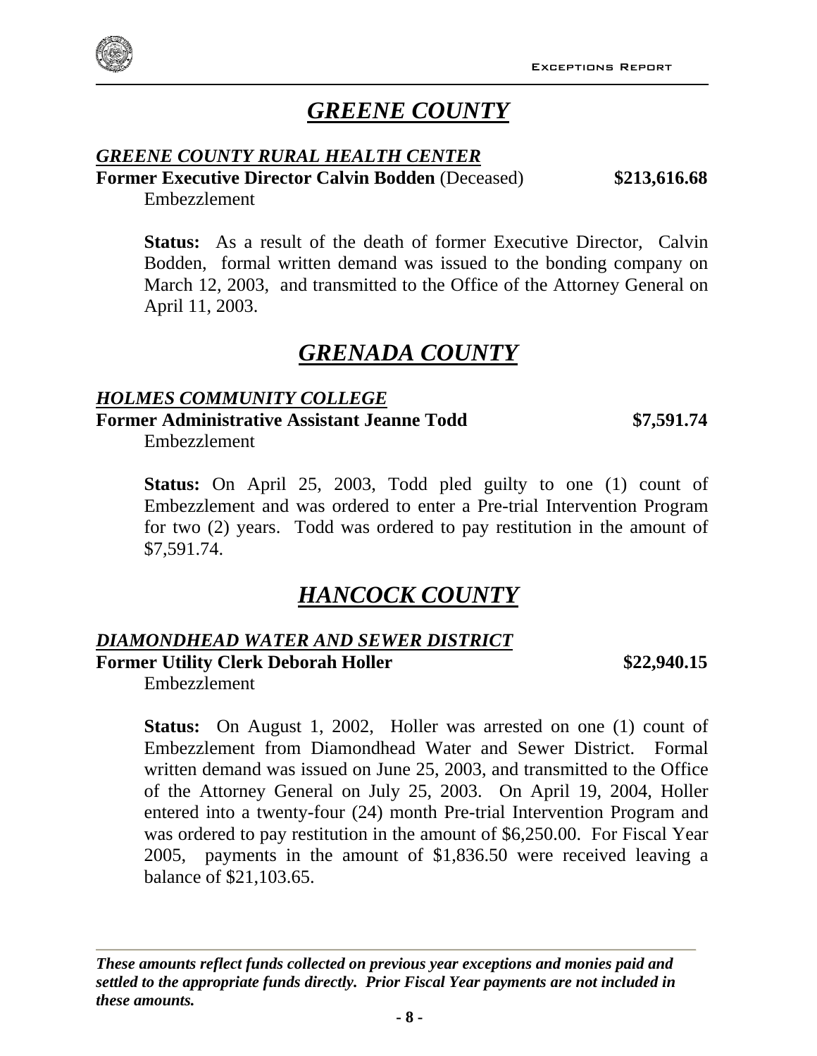# *GREENE COUNTY*

## *GREENE COUNTY RURAL HEALTH CENTER*

**Former Executive Director Calvin Bodden** (Deceased) **$213,616.68**

Embezzlement

**Status:** As a result of the death of former Executive Director, Calvin Bodden, formal written demand was issued to the bonding company on March 12, 2003, and transmitted to the Office of the Attorney General on April 11, 2003.

# *GRENADA COUNTY*

## *HOLMES COMMUNITY COLLEGE*

**Former Administrative Assistant Jeanne Todd** **$7,591.74**

Embezzlement

**Status:** On April 25, 2003, Todd pled guilty to one (1) count of Embezzlement and was ordered to enter a Pre-trial Intervention Program for two (2) years. Todd was ordered to pay restitution in the amount of $7,591.74.

# *HANCOCK COUNTY*

## *DIAMONDHEAD WATER AND SEWER DISTRICT*

**Former Utility Clerk Deborah Holler** **$22,940.15**

Embezzlement

**Status:** On August 1, 2002, Holler was arrested on one (1) count of Embezzlement from Diamondhead Water and Sewer District. Formal written demand was issued on June 25, 2003, and transmitted to the Office of the Attorney General on July 25, 2003. On April 19, 2004, Holler entered into a twenty-four (24) month Pre-trial Intervention Program and was ordered to pay restitution in the amount of $6,250.00. For Fiscal Year 2005, payments in the amount of $1,836.50 were received leaving a balance of $21,103.65.

***These amounts reflect funds collected on previous year exceptions and monies paid and settled to the appropriate funds directly. Prior Fiscal Year payments are not included in these amounts.***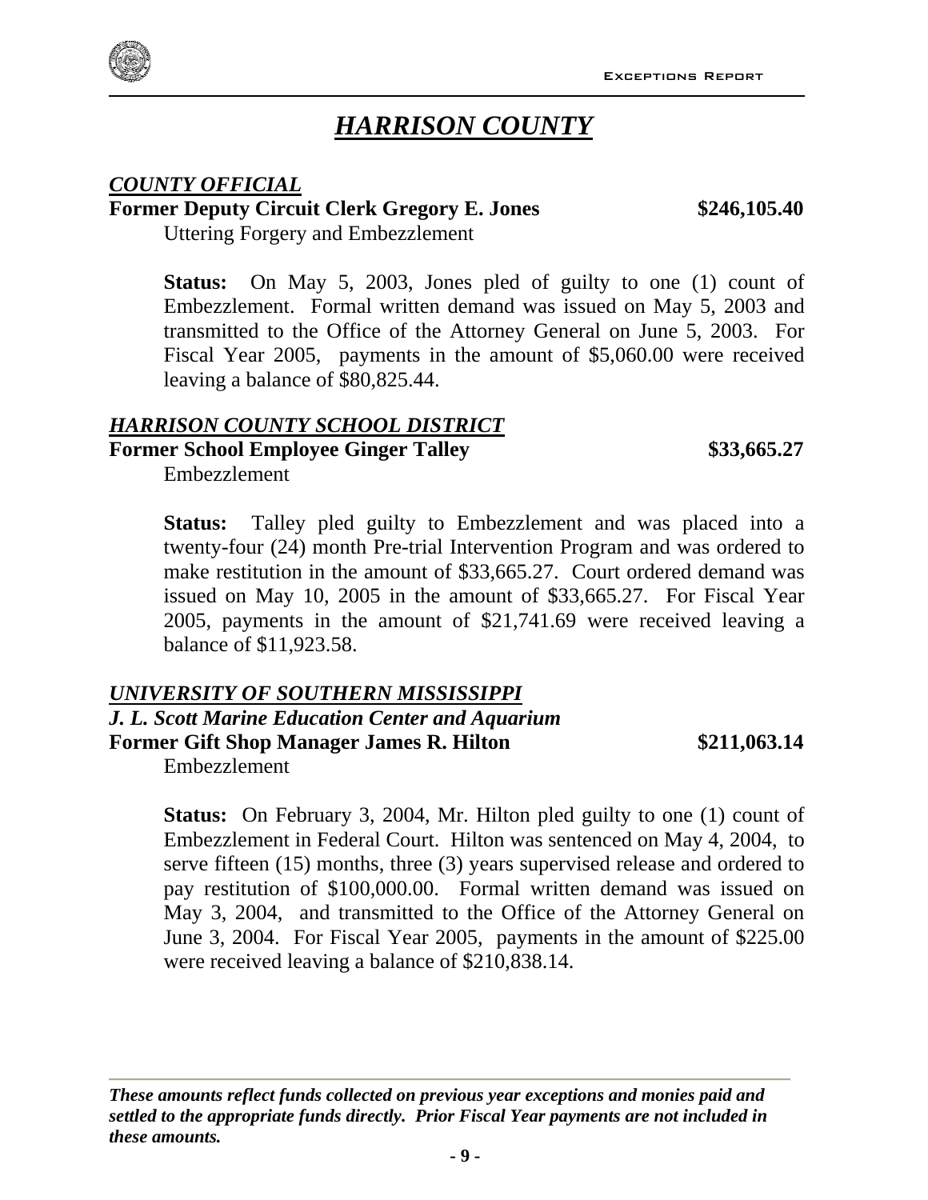# *HARRISON COUNTY*

## *COUNTY OFFICIAL*

**Former Deputy Circuit Clerk Gregory E. Jones** **$246,105.40**

Uttering Forgery and Embezzlement

**Status:** On May 5, 2003, Jones pled of guilty to one (1) count of Embezzlement. Formal written demand was issued on May 5, 2003 and transmitted to the Office of the Attorney General on June 5, 2003. For Fiscal Year 2005, payments in the amount of $5,060.00 were received leaving a balance of $80,825.44.

## *HARRISON COUNTY SCHOOL DISTRICT*

**Former School Employee Ginger Talley** **$33,665.27**

Embezzlement

**Status:** Talley pled guilty to Embezzlement and was placed into a twenty-four (24) month Pre-trial Intervention Program and was ordered to make restitution in the amount of $33,665.27. Court ordered demand was issued on May 10, 2005 in the amount of $33,665.27. For Fiscal Year 2005, payments in the amount of $21,741.69 were received leaving a balance of $11,923.58.

## *UNIVERSITY OF SOUTHERN MISSISSIPPI*

***J. L. Scott Marine Education Center and Aquarium***

**Former Gift Shop Manager James R. Hilton** **$211,063.14**

Embezzlement

**Status:** On February 3, 2004, Mr. Hilton pled guilty to one (1) count of Embezzlement in Federal Court. Hilton was sentenced on May 4, 2004, to serve fifteen (15) months, three (3) years supervised release and ordered to pay restitution of $100,000.00. Formal written demand was issued on May 3, 2004, and transmitted to the Office of the Attorney General on June 3, 2004. For Fiscal Year 2005, payments in the amount of $225.00 were received leaving a balance of $210,838.14.

---

***These amounts reflect funds collected on previous year exceptions and monies paid and settled to the appropriate funds directly. Prior Fiscal Year payments are not included in these amounts.***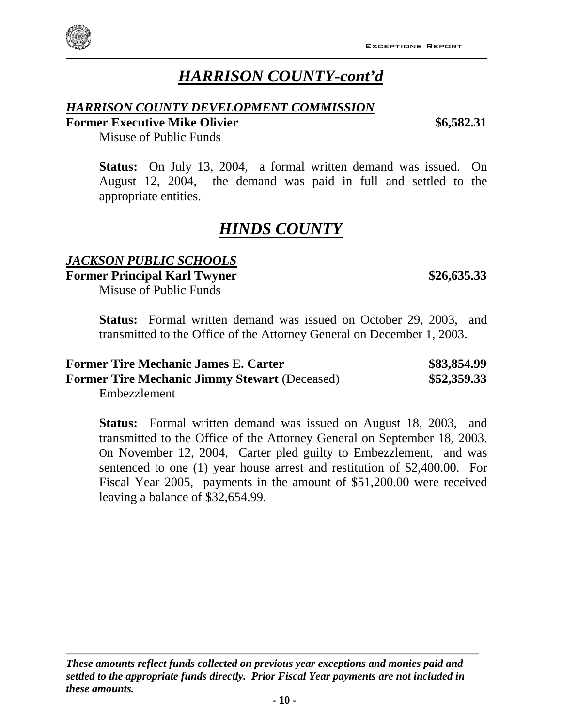# *HARRISON COUNTY-cont'd*

### *HARRISON COUNTY DEVELOPMENT COMMISSION*

**Former Executive Mike Olivier** **$6,582.31**

Misuse of Public Funds

**Status:** On July 13, 2004, a formal written demand was issued. On August 12, 2004, the demand was paid in full and settled to the appropriate entities.

# *HINDS COUNTY*

### *JACKSON PUBLIC SCHOOLS*

**Former Principal Karl Twyner** **$26,635.33**

Misuse of Public Funds

**Status:** Formal written demand was issued on October 29, 2003, and transmitted to the Office of the Attorney General on December 1, 2003.

**Former Tire Mechanic James E. Carter** **$83,854.99**

**Former Tire Mechanic Jimmy Stewart** (Deceased) **$52,359.33**

Embezzlement

**Status:** Formal written demand was issued on August 18, 2003, and transmitted to the Office of the Attorney General on September 18, 2003. On November 12, 2004, Carter pled guilty to Embezzlement, and was sentenced to one (1) year house arrest and restitution of $2,400.00. For Fiscal Year 2005, payments in the amount of $51,200.00 were received leaving a balance of $32,654.99.

***These amounts reflect funds collected on previous year exceptions and monies paid and settled to the appropriate funds directly. Prior Fiscal Year payments are not included in these amounts.***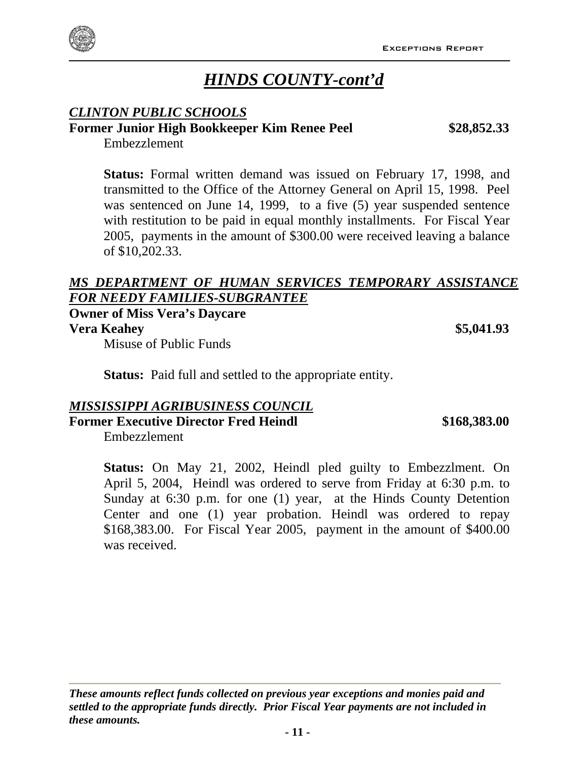# *HINDS COUNTY-cont'd*

## *CLINTON PUBLIC SCHOOLS*

**Former Junior High Bookkeeper Kim Renee Peel** **\$28,852.33**

Embezzlement

**Status:** Formal written demand was issued on February 17, 1998, and transmitted to the Office of the Attorney General on April 15, 1998. Peel was sentenced on June 14, 1999, to a five (5) year suspended sentence with restitution to be paid in equal monthly installments. For Fiscal Year 2005, payments in the amount of \$300.00 were received leaving a balance of \$10,202.33.

## *MS DEPARTMENT OF HUMAN SERVICES TEMPORARY ASSISTANCE FOR NEEDY FAMILIES-SUBGRANTEE*

**Owner of Miss Vera's Daycare**
**Vera Keahey** **\$5,041.93**

Misuse of Public Funds

**Status:** Paid full and settled to the appropriate entity.

## *MISSISSIPPI AGRIBUSINESS COUNCIL*

**Former Executive Director Fred Heindl** **\$168,383.00**

Embezzlement

**Status:** On May 21, 2002, Heindl pled guilty to Embezzlment. On April 5, 2004, Heindl was ordered to serve from Friday at 6:30 p.m. to Sunday at 6:30 p.m. for one (1) year, at the Hinds County Detention Center and one (1) year probation. Heindl was ordered to repay \$168,383.00. For Fiscal Year 2005, payment in the amount of \$400.00 was received.

***These amounts reflect funds collected on previous year exceptions and monies paid and settled to the appropriate funds directly. Prior Fiscal Year payments are not included in these amounts.***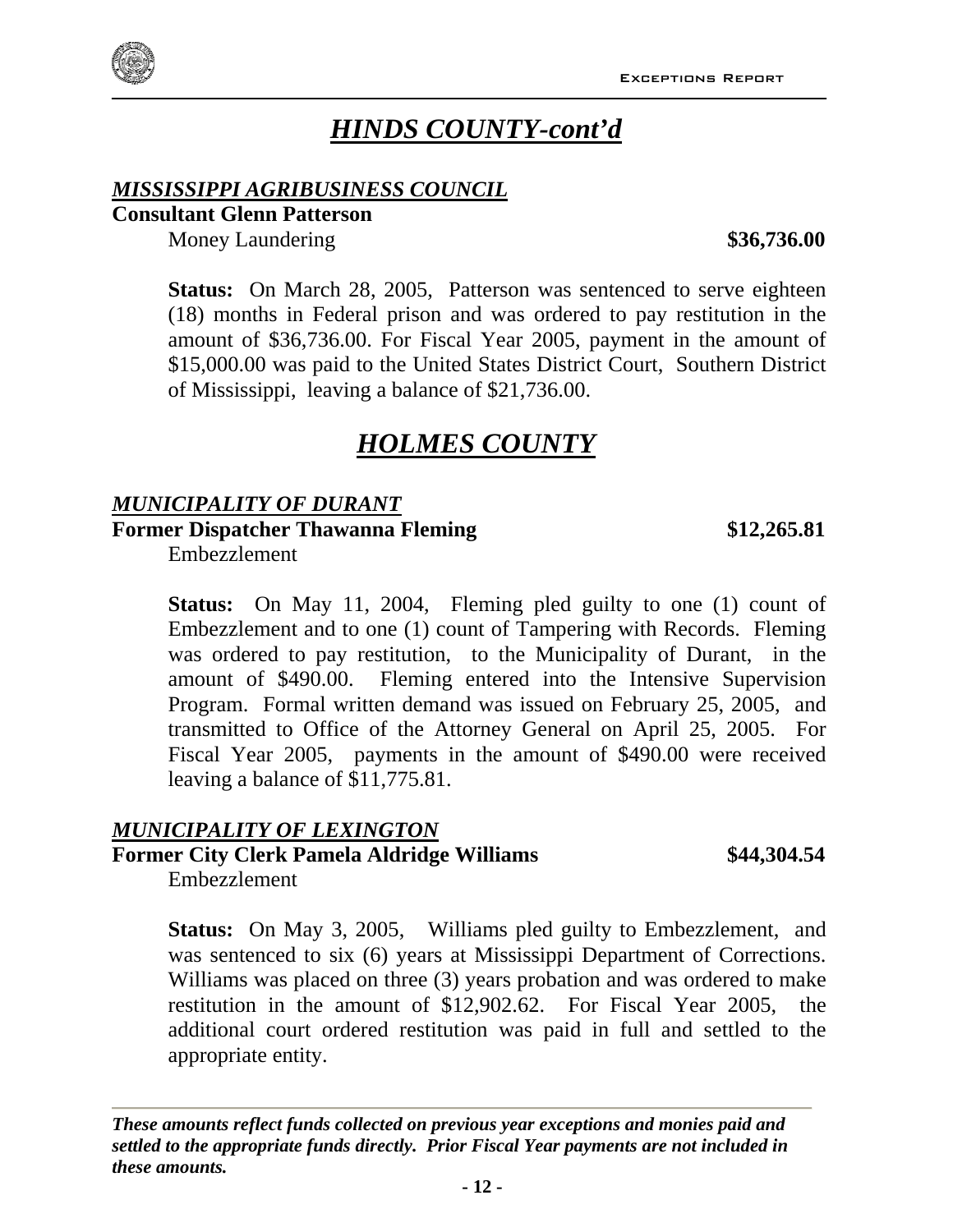## *HINDS COUNTY-cont'd*

### *MISSISSIPPI AGRIBUSINESS COUNCIL*

**Consultant Glenn Patterson**

Money Laundering **$36,736.00**

**Status:** On March 28, 2005, Patterson was sentenced to serve eighteen (18) months in Federal prison and was ordered to pay restitution in the amount of $36,736.00. For Fiscal Year 2005, payment in the amount of $15,000.00 was paid to the United States District Court, Southern District of Mississippi, leaving a balance of $21,736.00.

## *HOLMES COUNTY*

### *MUNICIPALITY OF DURANT*

**Former Dispatcher Thawanna Fleming** **$12,265.81**

Embezzlement

**Status:** On May 11, 2004, Fleming pled guilty to one (1) count of Embezzlement and to one (1) count of Tampering with Records. Fleming was ordered to pay restitution, to the Municipality of Durant, in the amount of $490.00. Fleming entered into the Intensive Supervision Program. Formal written demand was issued on February 25, 2005, and transmitted to Office of the Attorney General on April 25, 2005. For Fiscal Year 2005, payments in the amount of $490.00 were received leaving a balance of $11,775.81.

### *MUNICIPALITY OF LEXINGTON*

**Former City Clerk Pamela Aldridge Williams** **$44,304.54**

Embezzlement

**Status:** On May 3, 2005, Williams pled guilty to Embezzlement, and was sentenced to six (6) years at Mississippi Department of Corrections. Williams was placed on three (3) years probation and was ordered to make restitution in the amount of $12,902.62. For Fiscal Year 2005, the additional court ordered restitution was paid in full and settled to the appropriate entity.

---

***These amounts reflect funds collected on previous year exceptions and monies paid and settled to the appropriate funds directly. Prior Fiscal Year payments are not included in these amounts.***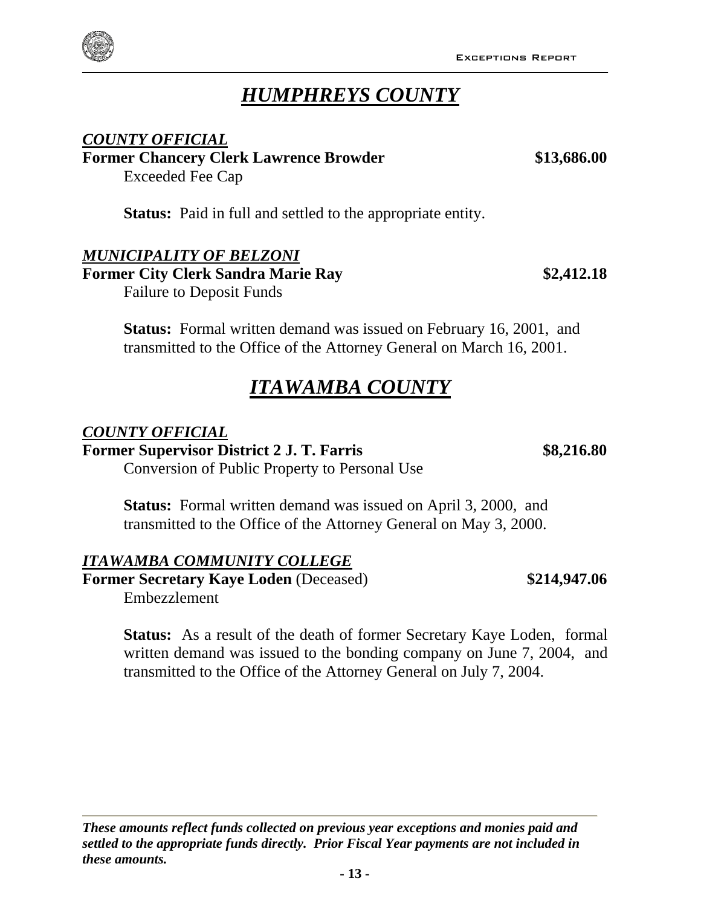# HUMPHREYS COUNTY

***COUNTY OFFICIAL***

**Former Chancery Clerk Lawrence Browder** **$13,686.00**

Exceeded Fee Cap

**Status:** Paid in full and settled to the appropriate entity.

***MUNICIPALITY OF BELZONI***

**Former City Clerk Sandra Marie Ray** **$2,412.18**

Failure to Deposit Funds

**Status:** Formal written demand was issued on February 16, 2001, and transmitted to the Office of the Attorney General on March 16, 2001.

# ITAWAMBA COUNTY

***COUNTY OFFICIAL***

**Former Supervisor District 2 J. T. Farris** **$8,216.80**

Conversion of Public Property to Personal Use

**Status:** Formal written demand was issued on April 3, 2000, and transmitted to the Office of the Attorney General on May 3, 2000.

***ITAWAMBA COMMUNITY COLLEGE***

**Former Secretary Kaye Loden** (Deceased) **$214,947.06**

Embezzlement

**Status:** As a result of the death of former Secretary Kaye Loden, formal written demand was issued to the bonding company on June 7, 2004, and transmitted to the Office of the Attorney General on July 7, 2004.

***These amounts reflect funds collected on previous year exceptions and monies paid and settled to the appropriate funds directly. Prior Fiscal Year payments are not included in these amounts.***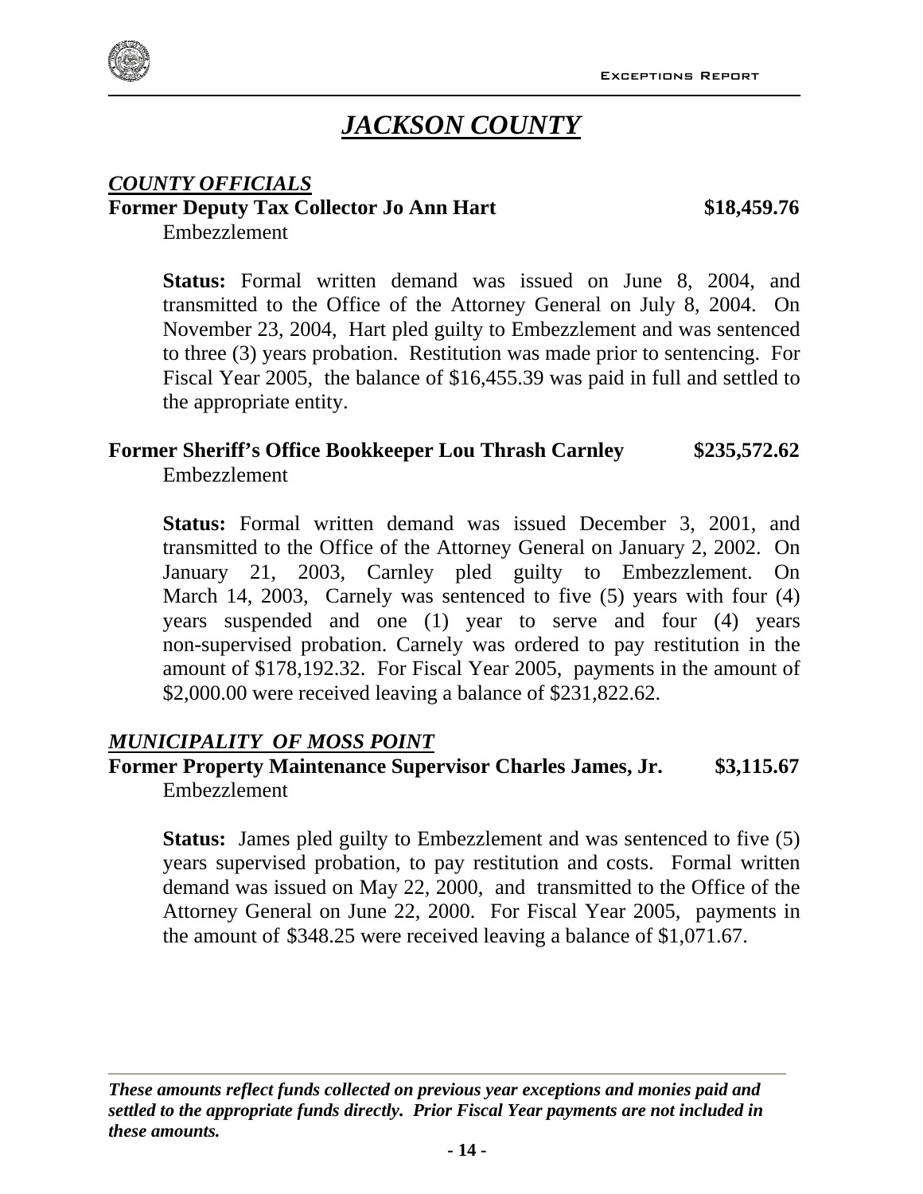# ***JACKSON COUNTY***

***COUNTY OFFICIALS***

**Former Deputy Tax Collector Jo Ann Hart** **$18,459.76**

Embezzlement

**Status:** Formal written demand was issued on June 8, 2004, and transmitted to the Office of the Attorney General on July 8, 2004. On November 23, 2004, Hart pled guilty to Embezzlement and was sentenced to three (3) years probation. Restitution was made prior to sentencing. For Fiscal Year 2005, the balance of $16,455.39 was paid in full and settled to the appropriate entity.

**Former Sheriff's Office Bookkeeper Lou Thrash Carnley** **$235,572.62**

Embezzlement

**Status:** Formal written demand was issued December 3, 2001, and transmitted to the Office of the Attorney General on January 2, 2002. On January 21, 2003, Carnley pled guilty to Embezzlement. On March 14, 2003, Carnely was sentenced to five (5) years with four (4) years suspended and one (1) year to serve and four (4) years non-supervised probation. Carnely was ordered to pay restitution in the amount of $178,192.32. For Fiscal Year 2005, payments in the amount of $2,000.00 were received leaving a balance of $231,822.62.

***MUNICIPALITY OF MOSS POINT***

**Former Property Maintenance Supervisor Charles James, Jr.** **$3,115.67**

Embezzlement

**Status:** James pled guilty to Embezzlement and was sentenced to five (5) years supervised probation, to pay restitution and costs. Formal written demand was issued on May 22, 2000, and transmitted to the Office of the Attorney General on June 22, 2000. For Fiscal Year 2005, payments in the amount of $348.25 were received leaving a balance of $1,071.67.

***These amounts reflect funds collected on previous year exceptions and monies paid and settled to the appropriate funds directly. Prior Fiscal Year payments are not included in these amounts.***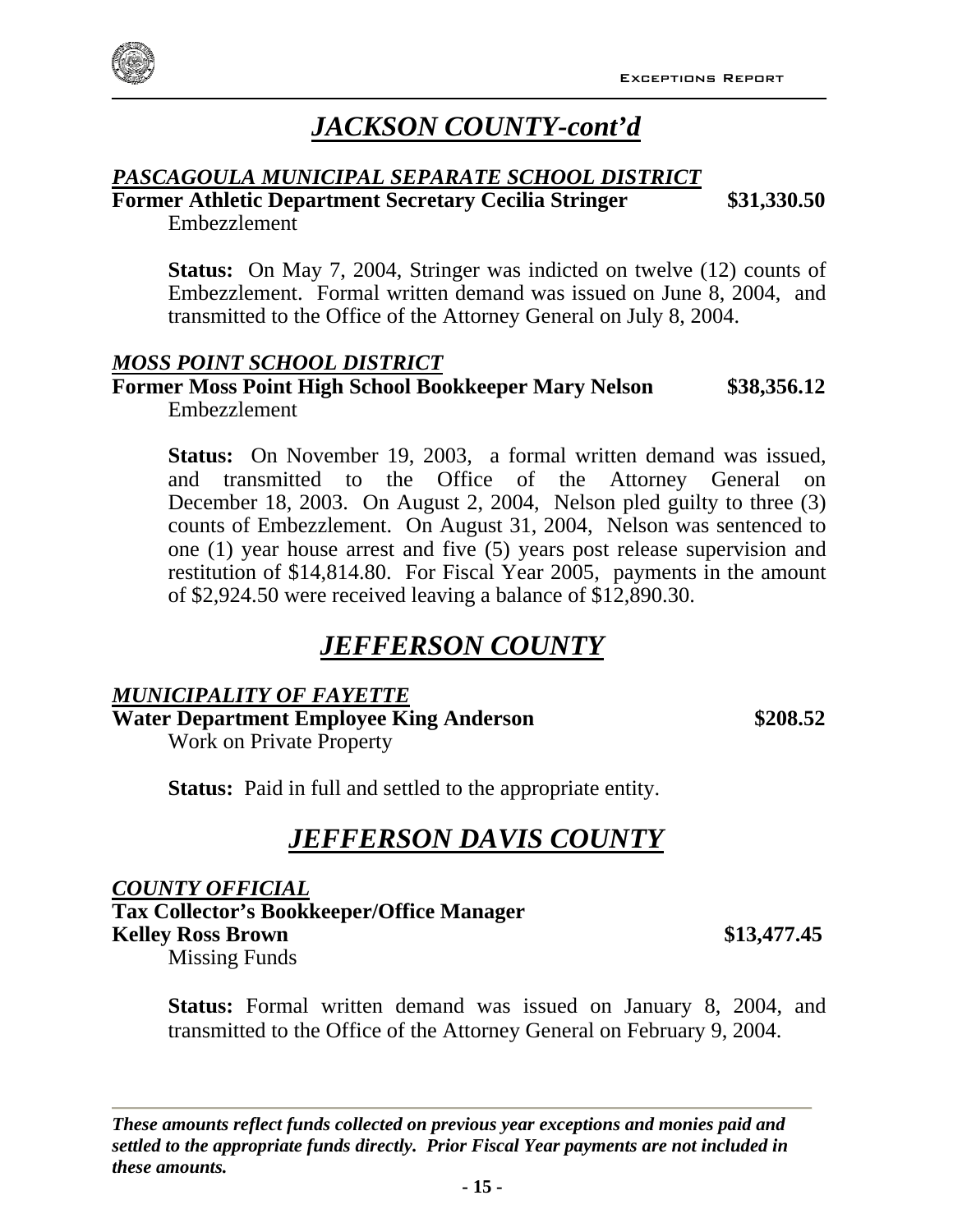# *JACKSON COUNTY-cont'd*

### *PASCAGOULA MUNICIPAL SEPARATE SCHOOL DISTRICT*

**Former Athletic Department Secretary Cecilia Stringer** **$31,330.50**

Embezzlement

**Status:** On May 7, 2004, Stringer was indicted on twelve (12) counts of Embezzlement. Formal written demand was issued on June 8, 2004, and transmitted to the Office of the Attorney General on July 8, 2004.

### *MOSS POINT SCHOOL DISTRICT*

**Former Moss Point High School Bookkeeper Mary Nelson** **$38,356.12**

Embezzlement

**Status:** On November 19, 2003, a formal written demand was issued, and transmitted to the Office of the Attorney General on December 18, 2003. On August 2, 2004, Nelson pled guilty to three (3) counts of Embezzlement. On August 31, 2004, Nelson was sentenced to one (1) year house arrest and five (5) years post release supervision and restitution of $14,814.80. For Fiscal Year 2005, payments in the amount of $2,924.50 were received leaving a balance of $12,890.30.

# *JEFFERSON COUNTY*

### *MUNICIPALITY OF FAYETTE*

**Water Department Employee King Anderson** **$208.52**

Work on Private Property

**Status:** Paid in full and settled to the appropriate entity.

# *JEFFERSON DAVIS COUNTY*

### *COUNTY OFFICIAL*

**Tax Collector's Bookkeeper/Office Manager**
**Kelley Ross Brown** **$13,477.45**

Missing Funds

**Status:** Formal written demand was issued on January 8, 2004, and transmitted to the Office of the Attorney General on February 9, 2004.

***These amounts reflect funds collected on previous year exceptions and monies paid and settled to the appropriate funds directly. Prior Fiscal Year payments are not included in these amounts.***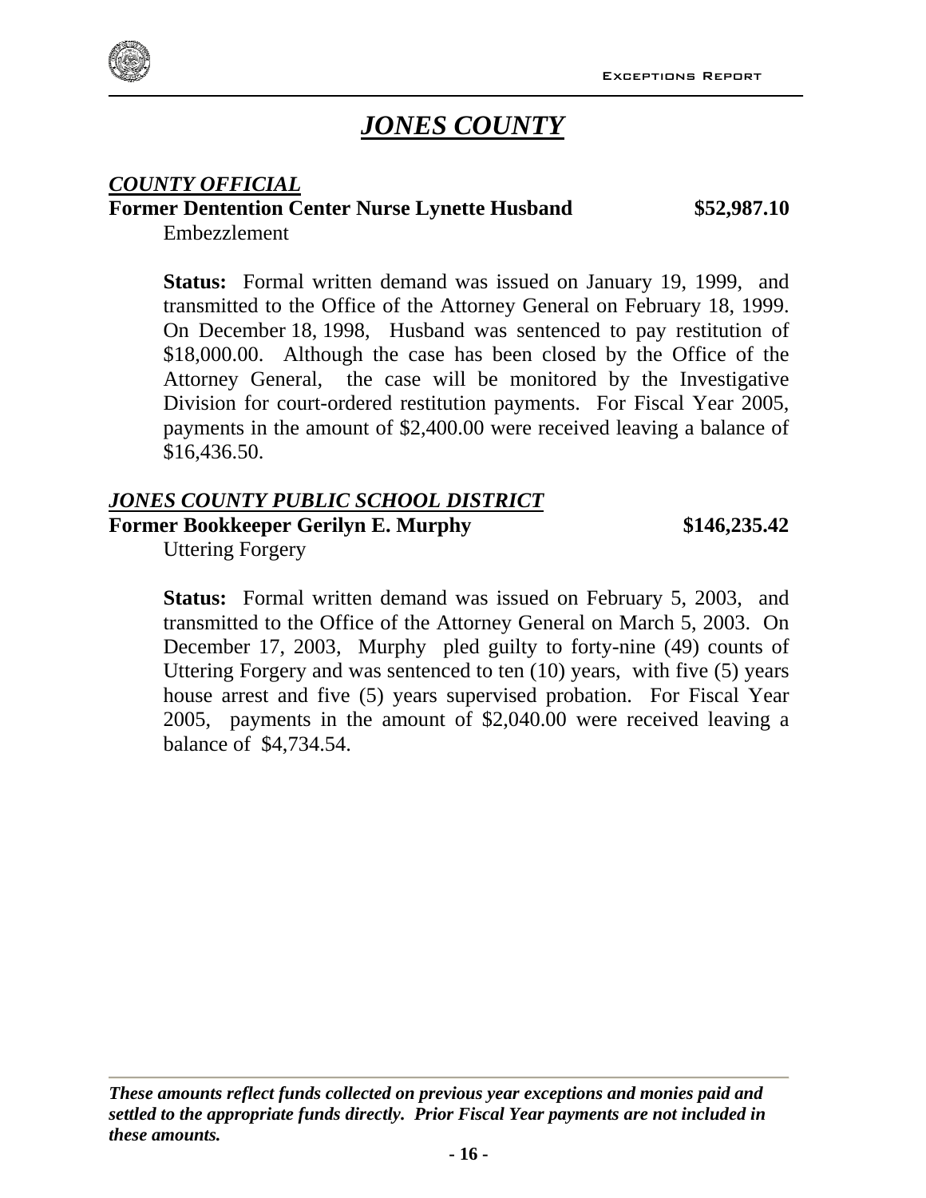# ***JONES COUNTY***

***COUNTY OFFICIAL***

**Former Dentention Center Nurse Lynette Husband** **\$52,987.10**

Embezzlement

**Status:** Formal written demand was issued on January 19, 1999, and transmitted to the Office of the Attorney General on February 18, 1999. On December 18, 1998, Husband was sentenced to pay restitution of \$18,000.00. Although the case has been closed by the Office of the Attorney General, the case will be monitored by the Investigative Division for court-ordered restitution payments. For Fiscal Year 2005, payments in the amount of \$2,400.00 were received leaving a balance of \$16,436.50.

***JONES COUNTY PUBLIC SCHOOL DISTRICT***

**Former Bookkeeper Gerilyn E. Murphy** **\$146,235.42**

Uttering Forgery

**Status:** Formal written demand was issued on February 5, 2003, and transmitted to the Office of the Attorney General on March 5, 2003. On December 17, 2003, Murphy pled guilty to forty-nine (49) counts of Uttering Forgery and was sentenced to ten (10) years, with five (5) years house arrest and five (5) years supervised probation. For Fiscal Year 2005, payments in the amount of \$2,040.00 were received leaving a balance of \$4,734.54.

***These amounts reflect funds collected on previous year exceptions and monies paid and settled to the appropriate funds directly. Prior Fiscal Year payments are not included in these amounts.***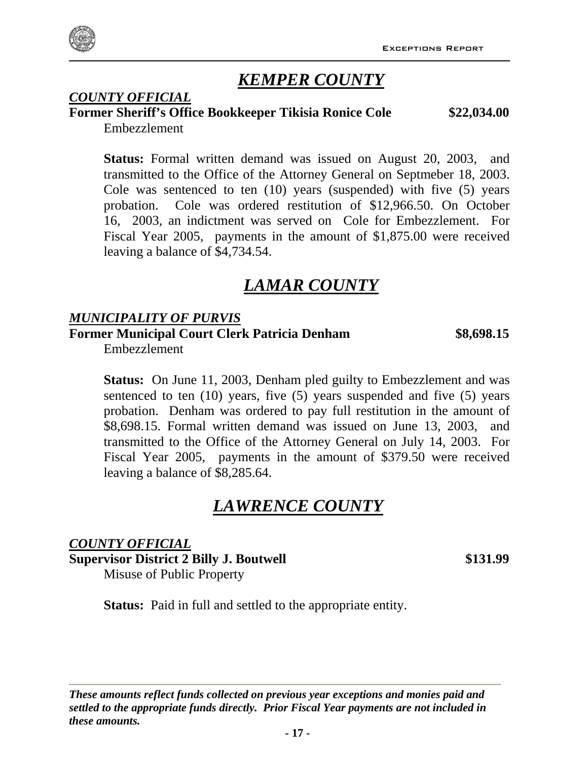# *KEMPER COUNTY*

***COUNTY OFFICIAL***

**Former Sheriff's Office Bookkeeper Tikisia Ronice Cole $22,034.00**

Embezzlement

**Status:** Formal written demand was issued on August 20, 2003, and transmitted to the Office of the Attorney General on Septmeber 18, 2003. Cole was sentenced to ten (10) years (suspended) with five (5) years probation. Cole was ordered restitution of $12,966.50. On October 16, 2003, an indictment was served on Cole for Embezzlement. For Fiscal Year 2005, payments in the amount of $1,875.00 were received leaving a balance of $4,734.54.

# *LAMAR COUNTY*

***MUNICIPALITY OF PURVIS***

**Former Municipal Court Clerk Patricia Denham $8,698.15**

Embezzlement

**Status:** On June 11, 2003, Denham pled guilty to Embezzlement and was sentenced to ten (10) years, five (5) years suspended and five (5) years probation. Denham was ordered to pay full restitution in the amount of $8,698.15. Formal written demand was issued on June 13, 2003, and transmitted to the Office of the Attorney General on July 14, 2003. For Fiscal Year 2005, payments in the amount of $379.50 were received leaving a balance of $8,285.64.

# *LAWRENCE COUNTY*

***COUNTY OFFICIAL***

**Supervisor District 2 Billy J. Boutwell $131.99**

Misuse of Public Property

**Status:** Paid in full and settled to the appropriate entity.

***These amounts reflect funds collected on previous year exceptions and monies paid and settled to the appropriate funds directly. Prior Fiscal Year payments are not included in these amounts.***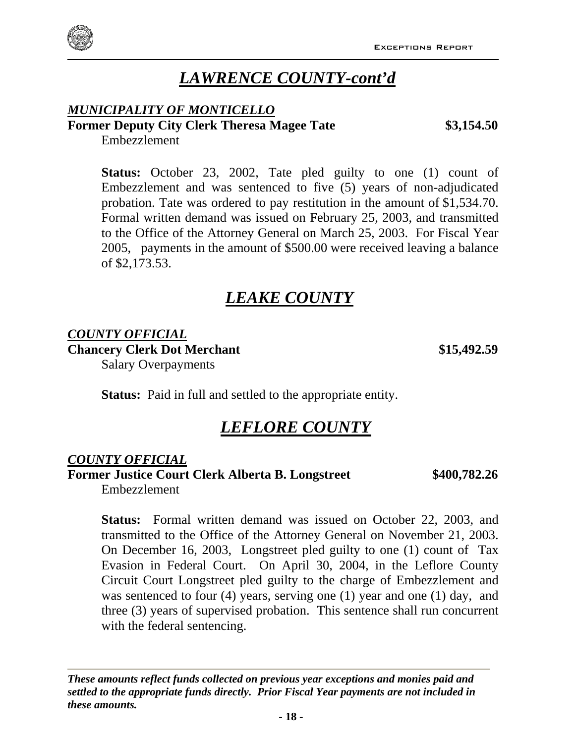# *LAWRENCE COUNTY-cont'd*

***MUNICIPALITY OF MONTICELLO***

**Former Deputy City Clerk Theresa Magee Tate** **$3,154.50**

Embezzlement

**Status:** October 23, 2002, Tate pled guilty to one (1) count of Embezzlement and was sentenced to five (5) years of non-adjudicated probation. Tate was ordered to pay restitution in the amount of $1,534.70. Formal written demand was issued on February 25, 2003, and transmitted to the Office of the Attorney General on March 25, 2003. For Fiscal Year 2005, payments in the amount of $500.00 were received leaving a balance of $2,173.53.

# *LEAKE COUNTY*

***COUNTY OFFICIAL***

**Chancery Clerk Dot Merchant** **$15,492.59**

Salary Overpayments

**Status:** Paid in full and settled to the appropriate entity.

# *LEFLORE COUNTY*

***COUNTY OFFICIAL***

**Former Justice Court Clerk Alberta B. Longstreet** **$400,782.26**

Embezzlement

**Status:** Formal written demand was issued on October 22, 2003, and transmitted to the Office of the Attorney General on November 21, 2003. On December 16, 2003, Longstreet pled guilty to one (1) count of Tax Evasion in Federal Court. On April 30, 2004, in the Leflore County Circuit Court Longstreet pled guilty to the charge of Embezzlement and was sentenced to four (4) years, serving one (1) year and one (1) day, and three (3) years of supervised probation. This sentence shall run concurrent with the federal sentencing.

***These amounts reflect funds collected on previous year exceptions and monies paid and settled to the appropriate funds directly. Prior Fiscal Year payments are not included in these amounts.***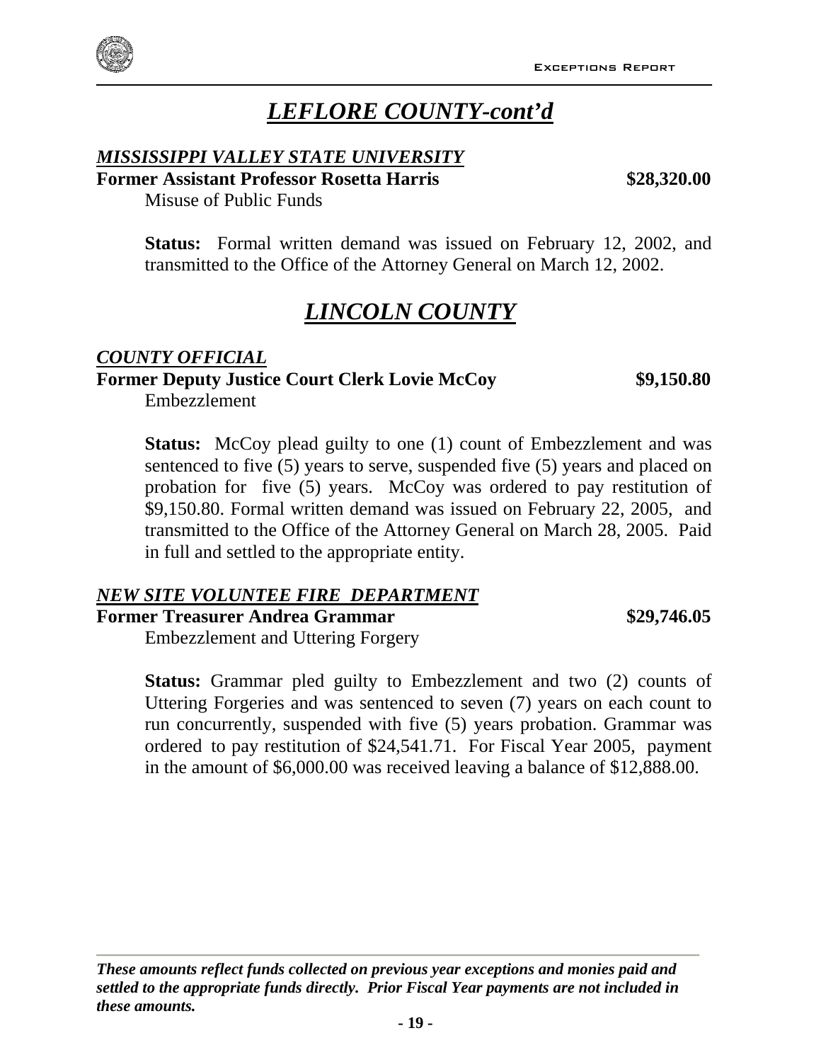# *LEFLORE COUNTY-cont'd*

### *MISSISSIPPI VALLEY STATE UNIVERSITY*

**Former Assistant Professor Rosetta Harris** **$28,320.00**

Misuse of Public Funds

**Status:** Formal written demand was issued on February 12, 2002, and transmitted to the Office of the Attorney General on March 12, 2002.

# *LINCOLN COUNTY*

### *COUNTY OFFICIAL*

**Former Deputy Justice Court Clerk Lovie McCoy** **$9,150.80**

Embezzlement

**Status:** McCoy plead guilty to one (1) count of Embezzlement and was sentenced to five (5) years to serve, suspended five (5) years and placed on probation for five (5) years. McCoy was ordered to pay restitution of $9,150.80. Formal written demand was issued on February 22, 2005, and transmitted to the Office of the Attorney General on March 28, 2005. Paid in full and settled to the appropriate entity.

### *NEW SITE VOLUNTEE FIRE DEPARTMENT*

**Former Treasurer Andrea Grammar** **$29,746.05**

Embezzlement and Uttering Forgery

**Status:** Grammar pled guilty to Embezzlement and two (2) counts of Uttering Forgeries and was sentenced to seven (7) years on each count to run concurrently, suspended with five (5) years probation. Grammar was ordered to pay restitution of $24,541.71. For Fiscal Year 2005, payment in the amount of $6,000.00 was received leaving a balance of $12,888.00.

***These amounts reflect funds collected on previous year exceptions and monies paid and settled to the appropriate funds directly. Prior Fiscal Year payments are not included in these amounts.***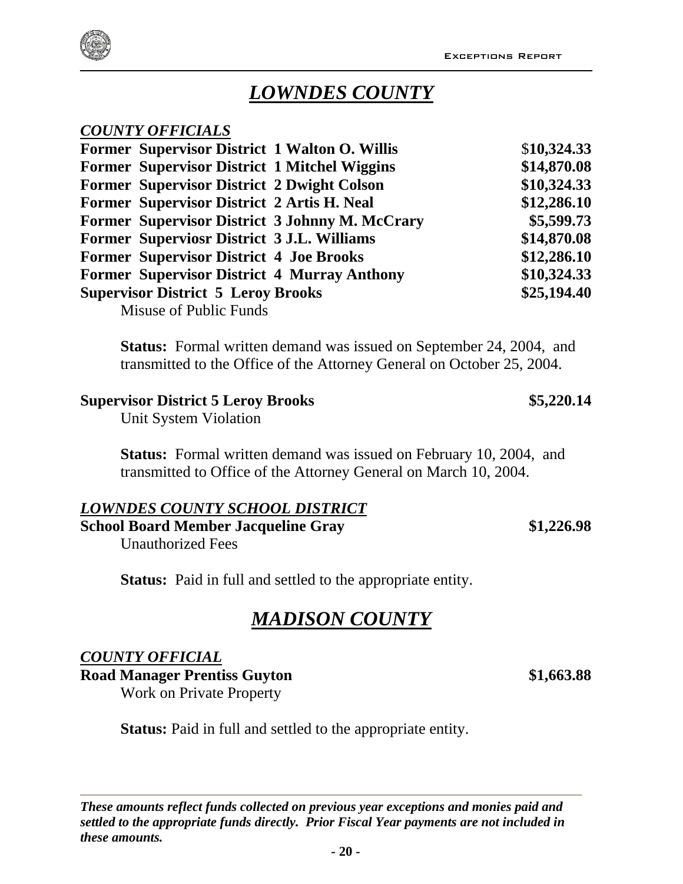# *LOWNDES COUNTY*

***COUNTY OFFICIALS***

| | |
|---|---|
| **Former Supervisor District 1 Walton O. Willis** | **$10,324.33** |
| **Former Supervisor District 1 Mitchel Wiggins** | **$14,870.08** |
| **Former Supervisor District 2 Dwight Colson** | **$10,324.33** |
| **Former Supervisor District 2 Artis H. Neal** | **$12,286.10** |
| **Former Supervisor District 3 Johnny M. McCrary** | **$5,599.73** |
| **Former Superviosr District 3 J.L. Williams** | **$14,870.08** |
| **Former Supervisor District 4 Joe Brooks** | **$12,286.10** |
| **Former Supervisor District 4 Murray Anthony** | **$10,324.33** |
| **Supervisor District 5 Leroy Brooks** | **$25,194.40** |

Misuse of Public Funds

**Status:** Formal written demand was issued on September 24, 2004, and transmitted to the Office of the Attorney General on October 25, 2004.

**Supervisor District 5 Leroy Brooks** **$5,220.14**

Unit System Violation

**Status:** Formal written demand was issued on February 10, 2004, and transmitted to Office of the Attorney General on March 10, 2004.

***LOWNDES COUNTY SCHOOL DISTRICT***

**School Board Member Jacqueline Gray** **$1,226.98**

Unauthorized Fees

**Status:** Paid in full and settled to the appropriate entity.

# *MADISON COUNTY*

***COUNTY OFFICIAL***

**Road Manager Prentiss Guyton** **$1,663.88**

Work on Private Property

**Status:** Paid in full and settled to the appropriate entity.

***These amounts reflect funds collected on previous year exceptions and monies paid and settled to the appropriate funds directly. Prior Fiscal Year payments are not included in these amounts.***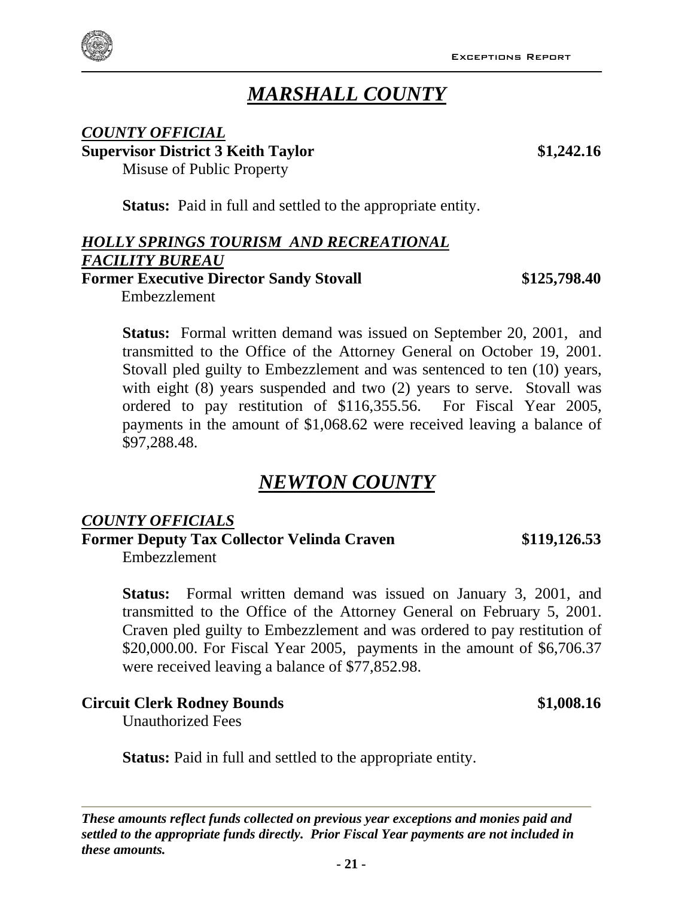# *MARSHALL COUNTY*

***COUNTY OFFICIAL***

**Supervisor District 3 Keith Taylor** **$1,242.16**

Misuse of Public Property

**Status:** Paid in full and settled to the appropriate entity.

***HOLLY SPRINGS TOURISM AND RECREATIONAL FACILITY BUREAU***

**Former Executive Director Sandy Stovall** **$125,798.40**

Embezzlement

**Status:** Formal written demand was issued on September 20, 2001, and transmitted to the Office of the Attorney General on October 19, 2001. Stovall pled guilty to Embezzlement and was sentenced to ten (10) years, with eight (8) years suspended and two (2) years to serve. Stovall was ordered to pay restitution of $116,355.56. For Fiscal Year 2005, payments in the amount of $1,068.62 were received leaving a balance of $97,288.48.

# *NEWTON COUNTY*

***COUNTY OFFICIALS***

**Former Deputy Tax Collector Velinda Craven** **$119,126.53**

Embezzlement

**Status:** Formal written demand was issued on January 3, 2001, and transmitted to the Office of the Attorney General on February 5, 2001. Craven pled guilty to Embezzlement and was ordered to pay restitution of $20,000.00. For Fiscal Year 2005, payments in the amount of $6,706.37 were received leaving a balance of $77,852.98.

**Circuit Clerk Rodney Bounds** **$1,008.16**

Unauthorized Fees

**Status:** Paid in full and settled to the appropriate entity.

***These amounts reflect funds collected on previous year exceptions and monies paid and settled to the appropriate funds directly. Prior Fiscal Year payments are not included in these amounts.***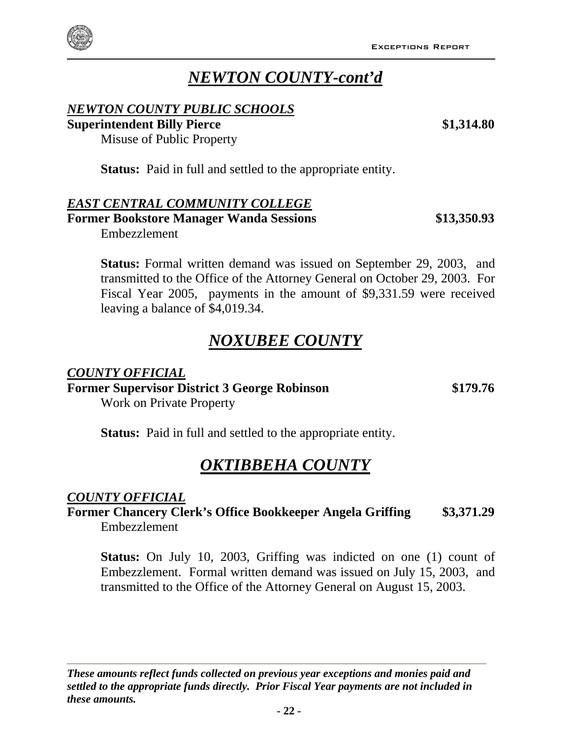# *NEWTON COUNTY-cont'd*

### *NEWTON COUNTY PUBLIC SCHOOLS*

**Superintendent Billy Pierce** **\$1,314.80**

Misuse of Public Property

**Status:** Paid in full and settled to the appropriate entity.

### *EAST CENTRAL COMMUNITY COLLEGE*

**Former Bookstore Manager Wanda Sessions** **\$13,350.93**

Embezzlement

**Status:** Formal written demand was issued on September 29, 2003, and transmitted to the Office of the Attorney General on October 29, 2003. For Fiscal Year 2005, payments in the amount of \$9,331.59 were received leaving a balance of \$4,019.34.

# *NOXUBEE COUNTY*

### *COUNTY OFFICIAL*

**Former Supervisor District 3 George Robinson** **\$179.76**

Work on Private Property

**Status:** Paid in full and settled to the appropriate entity.

# *OKTIBBEHA COUNTY*

### *COUNTY OFFICIAL*

**Former Chancery Clerk's Office Bookkeeper Angela Griffing** **\$3,371.29**

Embezzlement

**Status:** On July 10, 2003, Griffing was indicted on one (1) count of Embezzlement. Formal written demand was issued on July 15, 2003, and transmitted to the Office of the Attorney General on August 15, 2003.

***These amounts reflect funds collected on previous year exceptions and monies paid and settled to the appropriate funds directly. Prior Fiscal Year payments are not included in these amounts.***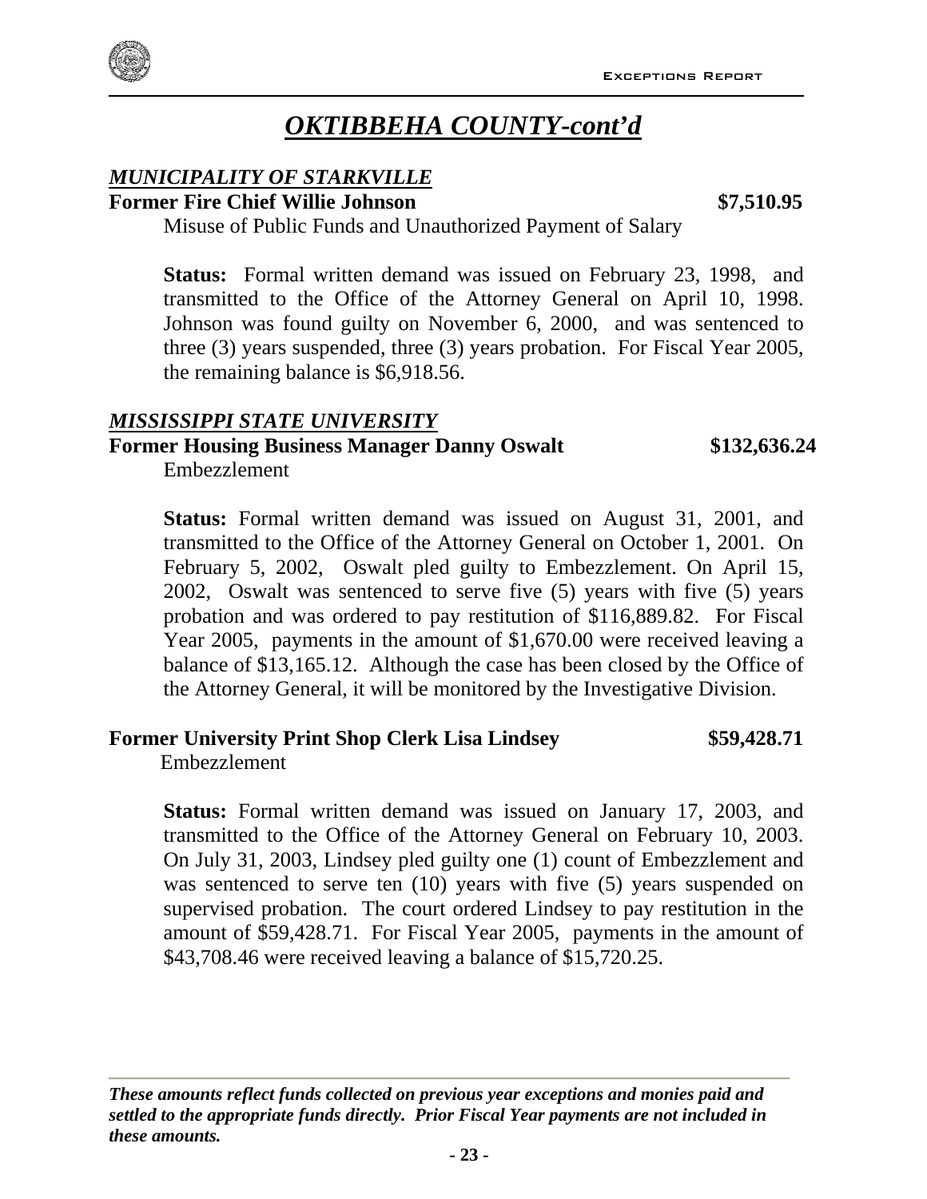# *OKTIBBEHA COUNTY-cont'd*

## *MUNICIPALITY OF STARKVILLE*

**Former Fire Chief Willie Johnson** **$7,510.95**

Misuse of Public Funds and Unauthorized Payment of Salary

**Status:** Formal written demand was issued on February 23, 1998, and transmitted to the Office of the Attorney General on April 10, 1998. Johnson was found guilty on November 6, 2000, and was sentenced to three (3) years suspended, three (3) years probation. For Fiscal Year 2005, the remaining balance is $6,918.56.

## *MISSISSIPPI STATE UNIVERSITY*

**Former Housing Business Manager Danny Oswalt** **$132,636.24**

Embezzlement

**Status:** Formal written demand was issued on August 31, 2001, and transmitted to the Office of the Attorney General on October 1, 2001. On February 5, 2002, Oswalt pled guilty to Embezzlement. On April 15, 2002, Oswalt was sentenced to serve five (5) years with five (5) years probation and was ordered to pay restitution of $116,889.82. For Fiscal Year 2005, payments in the amount of $1,670.00 were received leaving a balance of $13,165.12. Although the case has been closed by the Office of the Attorney General, it will be monitored by the Investigative Division.

**Former University Print Shop Clerk Lisa Lindsey** **$59,428.71**

Embezzlement

**Status:** Formal written demand was issued on January 17, 2003, and transmitted to the Office of the Attorney General on February 10, 2003. On July 31, 2003, Lindsey pled guilty one (1) count of Embezzlement and was sentenced to serve ten (10) years with five (5) years suspended on supervised probation. The court ordered Lindsey to pay restitution in the amount of $59,428.71. For Fiscal Year 2005, payments in the amount of $43,708.46 were received leaving a balance of $15,720.25.

***These amounts reflect funds collected on previous year exceptions and monies paid and settled to the appropriate funds directly. Prior Fiscal Year payments are not included in these amounts.***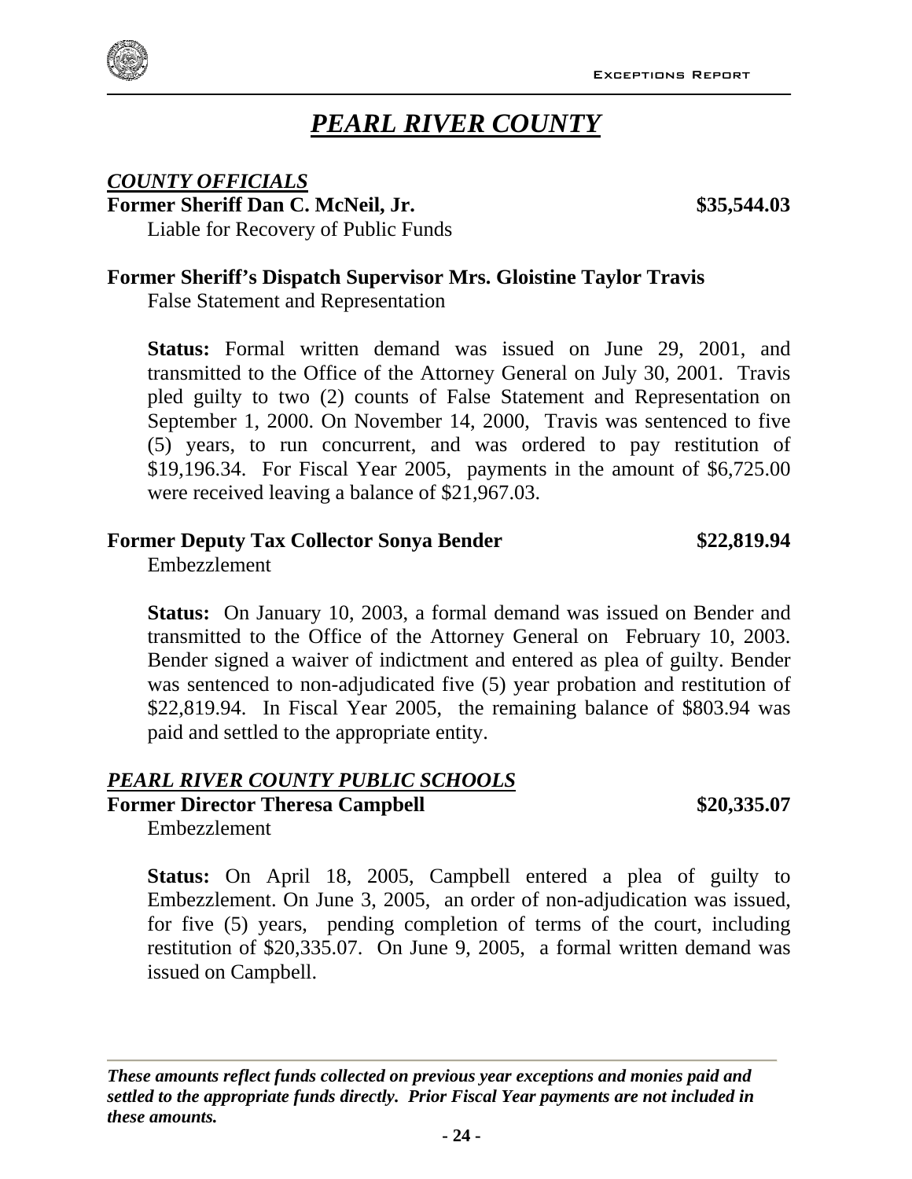# ***PEARL RIVER COUNTY***

## ***COUNTY OFFICIALS***

**Former Sheriff Dan C. McNeil, Jr. $35,544.03**

Liable for Recovery of Public Funds

**Former Sheriff's Dispatch Supervisor Mrs. Gloistine Taylor Travis**

False Statement and Representation

**Status:** Formal written demand was issued on June 29, 2001, and transmitted to the Office of the Attorney General on July 30, 2001. Travis pled guilty to two (2) counts of False Statement and Representation on September 1, 2000. On November 14, 2000, Travis was sentenced to five (5) years, to run concurrent, and was ordered to pay restitution of $19,196.34. For Fiscal Year 2005, payments in the amount of $6,725.00 were received leaving a balance of $21,967.03.

**Former Deputy Tax Collector Sonya Bender $22,819.94**

Embezzlement

**Status:** On January 10, 2003, a formal demand was issued on Bender and transmitted to the Office of the Attorney General on February 10, 2003. Bender signed a waiver of indictment and entered as plea of guilty. Bender was sentenced to non-adjudicated five (5) year probation and restitution of $22,819.94. In Fiscal Year 2005, the remaining balance of $803.94 was paid and settled to the appropriate entity.

## ***PEARL RIVER COUNTY PUBLIC SCHOOLS***

**Former Director Theresa Campbell $20,335.07**

Embezzlement

**Status:** On April 18, 2005, Campbell entered a plea of guilty to Embezzlement. On June 3, 2005, an order of non-adjudication was issued, for five (5) years, pending completion of terms of the court, including restitution of $20,335.07. On June 9, 2005, a formal written demand was issued on Campbell.

***These amounts reflect funds collected on previous year exceptions and monies paid and settled to the appropriate funds directly. Prior Fiscal Year payments are not included in these amounts.***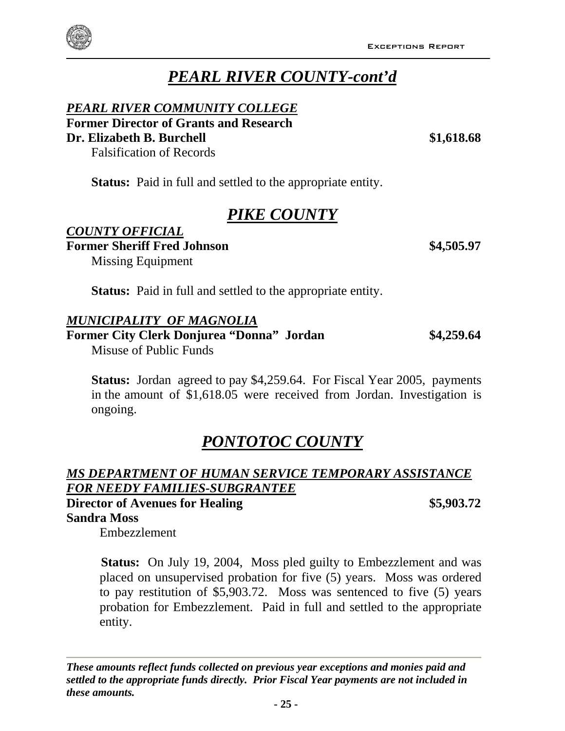# *PEARL RIVER COUNTY-cont'd*

***PEARL RIVER COMMUNITY COLLEGE***

**Former Director of Grants and Research**

**Dr. Elizabeth B. Burchell** **$1,618.68**

Falsification of Records

**Status:** Paid in full and settled to the appropriate entity.

# *PIKE COUNTY*

***COUNTY OFFICIAL***

**Former Sheriff Fred Johnson** **$4,505.97**

Missing Equipment

**Status:** Paid in full and settled to the appropriate entity.

***MUNICIPALITY OF MAGNOLIA***

**Former City Clerk Donjurea "Donna" Jordan** **$4,259.64**

Misuse of Public Funds

**Status:** Jordan agreed to pay $4,259.64. For Fiscal Year 2005, payments in the amount of $1,618.05 were received from Jordan. Investigation is ongoing.

# *PONTOTOC COUNTY*

***MS DEPARTMENT OF HUMAN SERVICE TEMPORARY ASSISTANCE FOR NEEDY FAMILIES-SUBGRANTEE***

**Director of Avenues for Healing** **$5,903.72**

**Sandra Moss**

Embezzlement

**Status:** On July 19, 2004, Moss pled guilty to Embezzlement and was placed on unsupervised probation for five (5) years. Moss was ordered to pay restitution of $5,903.72. Moss was sentenced to five (5) years probation for Embezzlement. Paid in full and settled to the appropriate entity.

***These amounts reflect funds collected on previous year exceptions and monies paid and settled to the appropriate funds directly. Prior Fiscal Year payments are not included in these amounts.***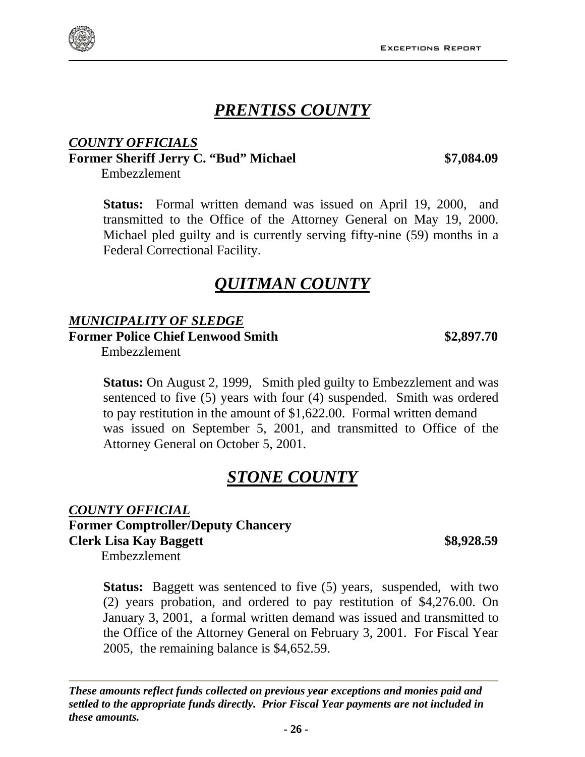# ***PRENTISS COUNTY***

***COUNTY OFFICIALS***

**Former Sheriff Jerry C. "Bud" Michael** **$7,084.09**

Embezzlement

**Status:** Formal written demand was issued on April 19, 2000, and transmitted to the Office of the Attorney General on May 19, 2000. Michael pled guilty and is currently serving fifty-nine (59) months in a Federal Correctional Facility.

# ***QUITMAN COUNTY***

***MUNICIPALITY OF SLEDGE***

**Former Police Chief Lenwood Smith** **$2,897.70**

Embezzlement

**Status:** On August 2, 1999, Smith pled guilty to Embezzlement and was sentenced to five (5) years with four (4) suspended. Smith was ordered to pay restitution in the amount of $1,622.00. Formal written demand was issued on September 5, 2001, and transmitted to Office of the Attorney General on October 5, 2001.

# ***STONE COUNTY***

***COUNTY OFFICIAL***

**Former Comptroller/Deputy Chancery Clerk Lisa Kay Baggett** **$8,928.59**

Embezzlement

**Status:** Baggett was sentenced to five (5) years, suspended, with two (2) years probation, and ordered to pay restitution of $4,276.00. On January 3, 2001, a formal written demand was issued and transmitted to the Office of the Attorney General on February 3, 2001. For Fiscal Year 2005, the remaining balance is $4,652.59.

***These amounts reflect funds collected on previous year exceptions and monies paid and settled to the appropriate funds directly. Prior Fiscal Year payments are not included in these amounts.***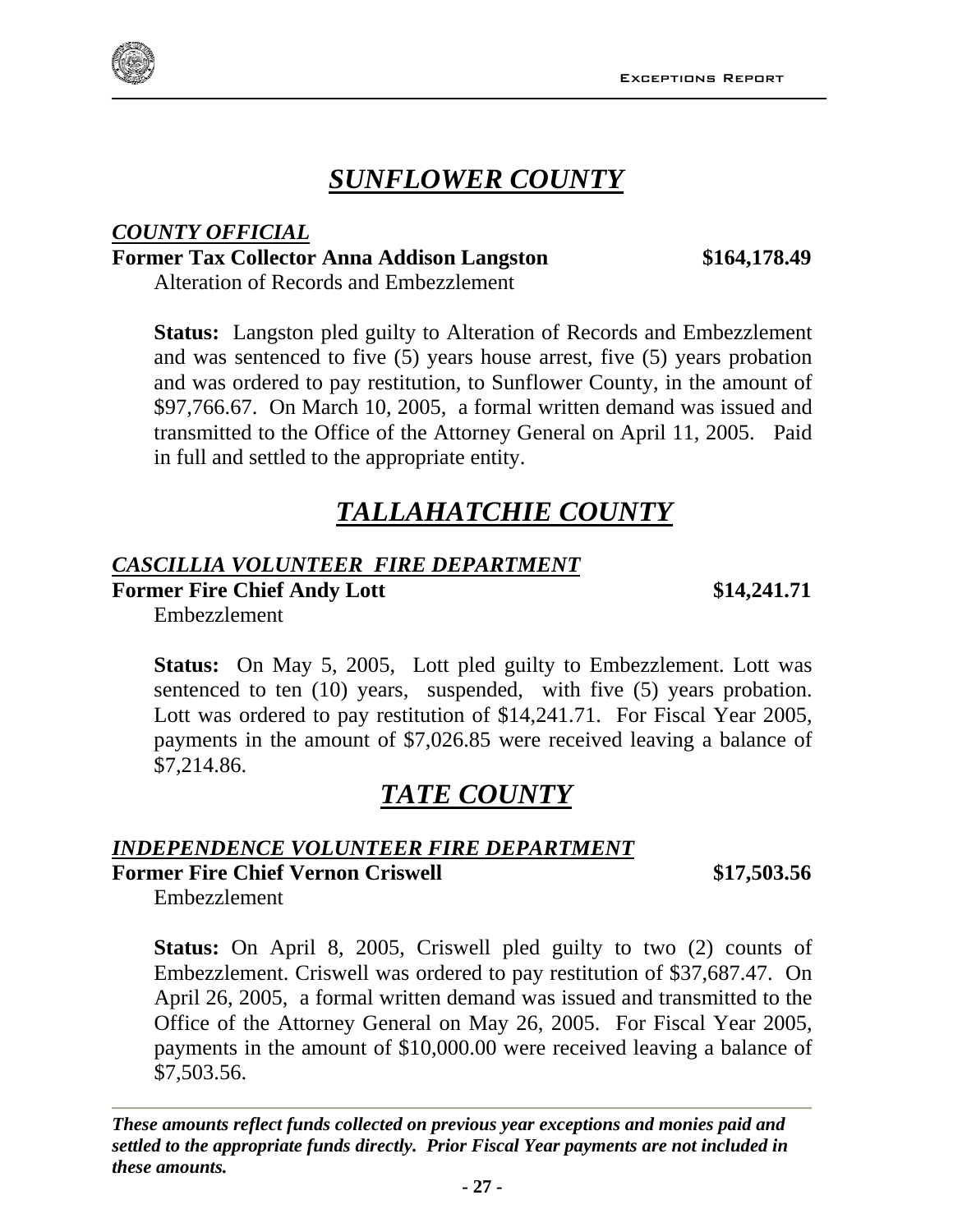## *SUNFLOWER COUNTY*

### *COUNTY OFFICIAL*

**Former Tax Collector Anna Addison Langston** **$164,178.49**

Alteration of Records and Embezzlement

**Status:** Langston pled guilty to Alteration of Records and Embezzlement and was sentenced to five (5) years house arrest, five (5) years probation and was ordered to pay restitution, to Sunflower County, in the amount of $97,766.67. On March 10, 2005, a formal written demand was issued and transmitted to the Office of the Attorney General on April 11, 2005. Paid in full and settled to the appropriate entity.

## *TALLAHATCHIE COUNTY*

### *CASCILLIA VOLUNTEER FIRE DEPARTMENT*

**Former Fire Chief Andy Lott** **$14,241.71**

Embezzlement

**Status:** On May 5, 2005, Lott pled guilty to Embezzlement. Lott was sentenced to ten (10) years, suspended, with five (5) years probation. Lott was ordered to pay restitution of $14,241.71. For Fiscal Year 2005, payments in the amount of $7,026.85 were received leaving a balance of $7,214.86.

## *TATE COUNTY*

### *INDEPENDENCE VOLUNTEER FIRE DEPARTMENT*

**Former Fire Chief Vernon Criswell** **$17,503.56**

Embezzlement

**Status:** On April 8, 2005, Criswell pled guilty to two (2) counts of Embezzlement. Criswell was ordered to pay restitution of $37,687.47. On April 26, 2005, a formal written demand was issued and transmitted to the Office of the Attorney General on May 26, 2005. For Fiscal Year 2005, payments in the amount of $10,000.00 were received leaving a balance of $7,503.56.

***These amounts reflect funds collected on previous year exceptions and monies paid and settled to the appropriate funds directly. Prior Fiscal Year payments are not included in these amounts.***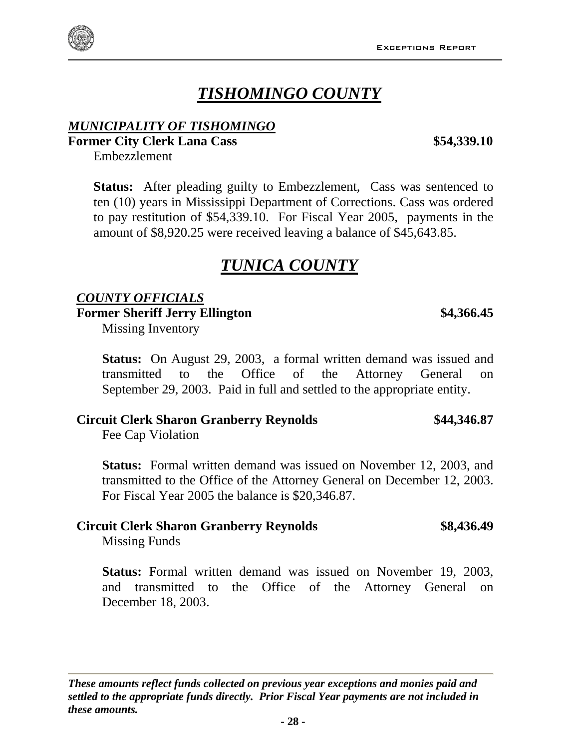# *TISHOMINGO COUNTY*

### *MUNICIPALITY OF TISHOMINGO*

**Former City Clerk Lana Cass** **$54,339.10**

Embezzlement

**Status:** After pleading guilty to Embezzlement, Cass was sentenced to ten (10) years in Mississippi Department of Corrections. Cass was ordered to pay restitution of $54,339.10. For Fiscal Year 2005, payments in the amount of $8,920.25 were received leaving a balance of $45,643.85.

# *TUNICA COUNTY*

### *COUNTY OFFICIALS*

**Former Sheriff Jerry Ellington** **$4,366.45**

Missing Inventory

**Status:** On August 29, 2003, a formal written demand was issued and transmitted to the Office of the Attorney General on September 29, 2003. Paid in full and settled to the appropriate entity.

**Circuit Clerk Sharon Granberry Reynolds** **$44,346.87**

Fee Cap Violation

**Status:** Formal written demand was issued on November 12, 2003, and transmitted to the Office of the Attorney General on December 12, 2003. For Fiscal Year 2005 the balance is $20,346.87.

**Circuit Clerk Sharon Granberry Reynolds** **$8,436.49**

Missing Funds

**Status:** Formal written demand was issued on November 19, 2003, and transmitted to the Office of the Attorney General on December 18, 2003.

***These amounts reflect funds collected on previous year exceptions and monies paid and settled to the appropriate funds directly. Prior Fiscal Year payments are not included in these amounts.***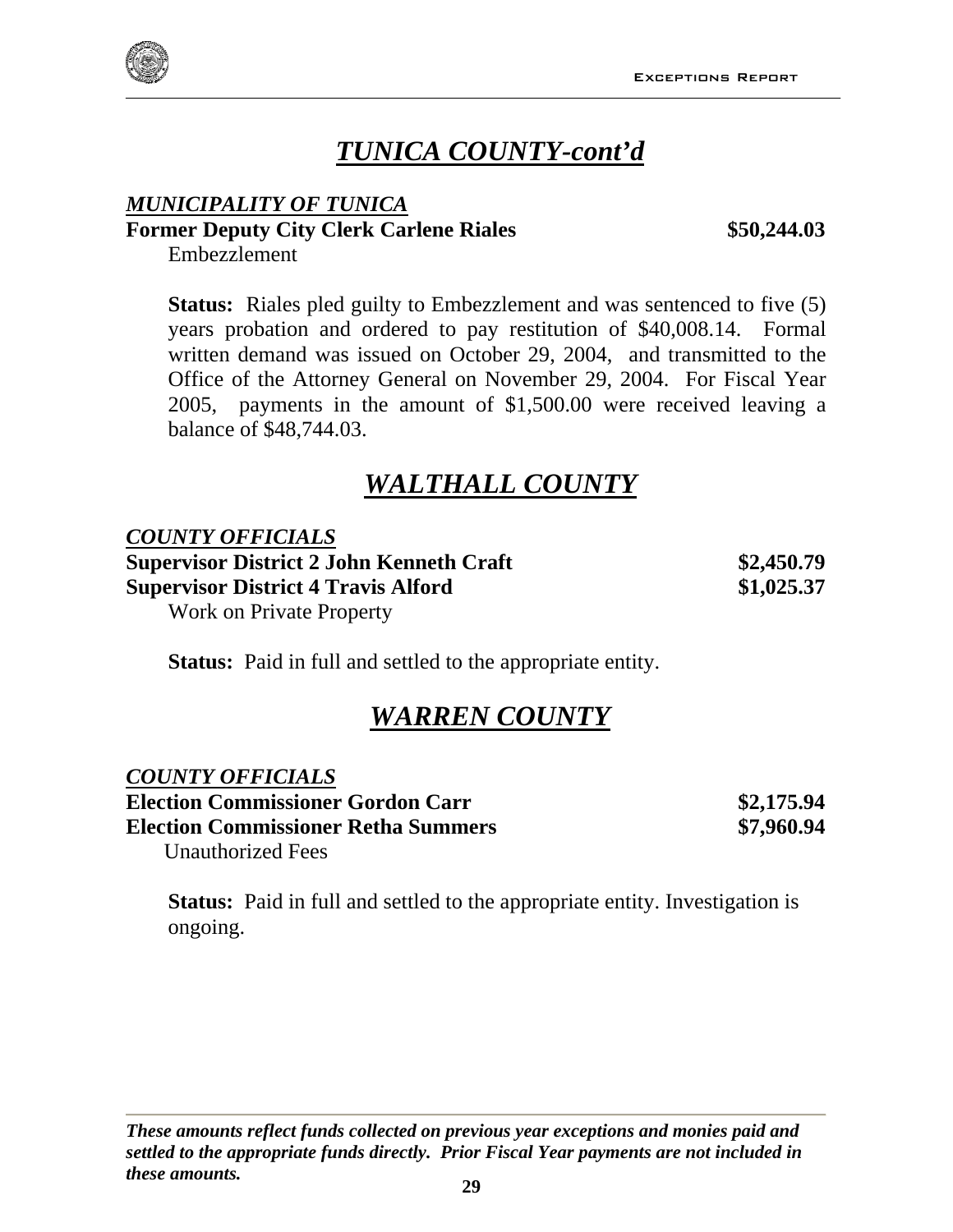# ***TUNICA COUNTY-cont'd***

***MUNICIPALITY OF TUNICA***

**Former Deputy City Clerk Carlene Riales** **$50,244.03**

Embezzlement

**Status:** Riales pled guilty to Embezzlement and was sentenced to five (5) years probation and ordered to pay restitution of $40,008.14. Formal written demand was issued on October 29, 2004, and transmitted to the Office of the Attorney General on November 29, 2004. For Fiscal Year 2005, payments in the amount of $1,500.00 were received leaving a balance of $48,744.03.

# ***WALTHALL COUNTY***

***COUNTY OFFICIALS***

**Supervisor District 2 John Kenneth Craft** **$2,450.79**
**Supervisor District 4 Travis Alford** **$1,025.37**

Work on Private Property

**Status:** Paid in full and settled to the appropriate entity.

# ***WARREN COUNTY***

***COUNTY OFFICIALS***

**Election Commissioner Gordon Carr** **$2,175.94**
**Election Commissioner Retha Summers** **$7,960.94**

Unauthorized Fees

**Status:** Paid in full and settled to the appropriate entity. Investigation is ongoing.

***These amounts reflect funds collected on previous year exceptions and monies paid and settled to the appropriate funds directly. Prior Fiscal Year payments are not included in these amounts.***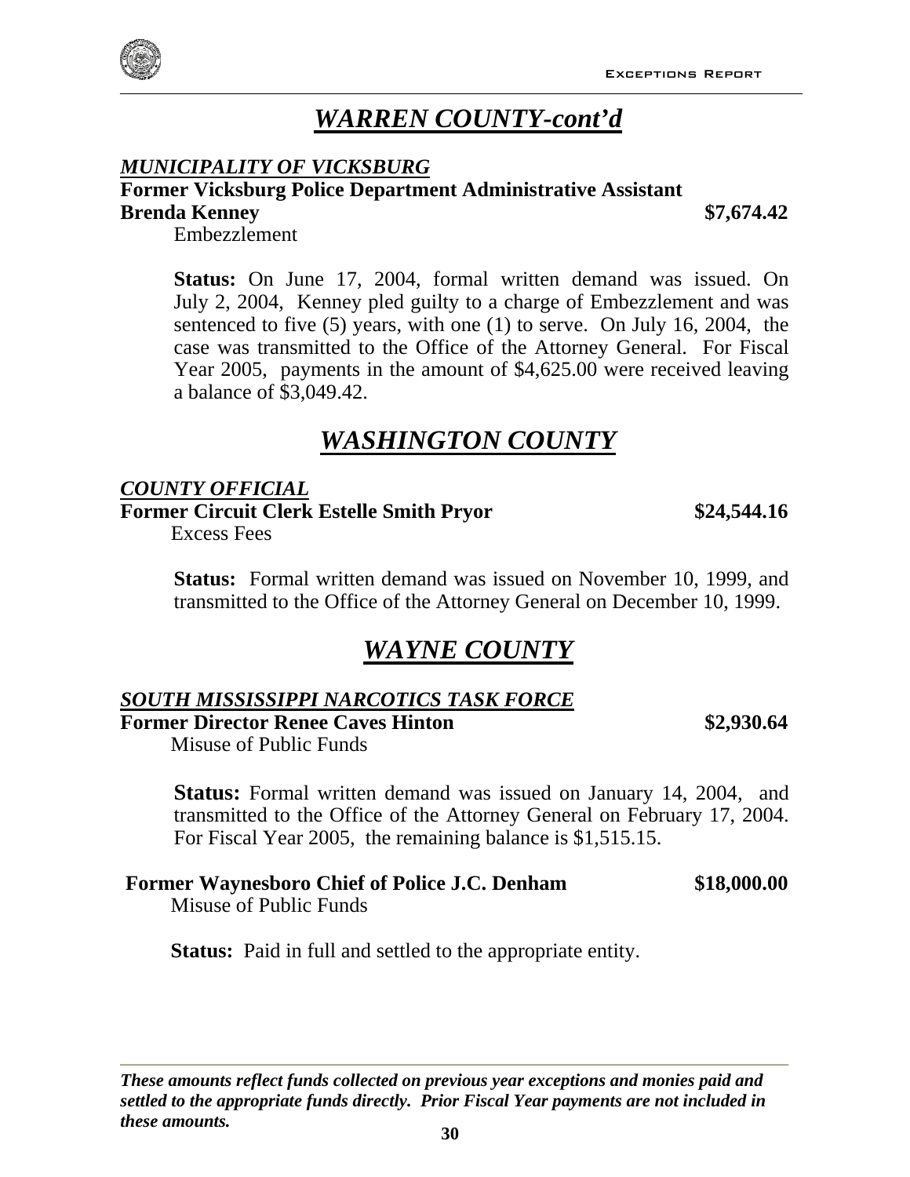# *WARREN COUNTY-cont'd*

## *MUNICIPALITY OF VICKSBURG*

**Former Vicksburg Police Department Administrative Assistant**
**Brenda Kenney** **$7,674.42**
Embezzlement

**Status:** On June 17, 2004, formal written demand was issued. On July 2, 2004, Kenney pled guilty to a charge of Embezzlement and was sentenced to five (5) years, with one (1) to serve. On July 16, 2004, the case was transmitted to the Office of the Attorney General. For Fiscal Year 2005, payments in the amount of $4,625.00 were received leaving a balance of $3,049.42.

# *WASHINGTON COUNTY*

## *COUNTY OFFICIAL*

**Former Circuit Clerk Estelle Smith Pryor** **$24,544.16**
Excess Fees

**Status:** Formal written demand was issued on November 10, 1999, and transmitted to the Office of the Attorney General on December 10, 1999.

# *WAYNE COUNTY*

## *SOUTH MISSISSIPPI NARCOTICS TASK FORCE*

**Former Director Renee Caves Hinton** **$2,930.64**
Misuse of Public Funds

**Status:** Formal written demand was issued on January 14, 2004, and transmitted to the Office of the Attorney General on February 17, 2004. For Fiscal Year 2005, the remaining balance is $1,515.15.

**Former Waynesboro Chief of Police J.C. Denham** **$18,000.00**
Misuse of Public Funds

**Status:** Paid in full and settled to the appropriate entity.

***These amounts reflect funds collected on previous year exceptions and monies paid and settled to the appropriate funds directly. Prior Fiscal Year payments are not included in these amounts.***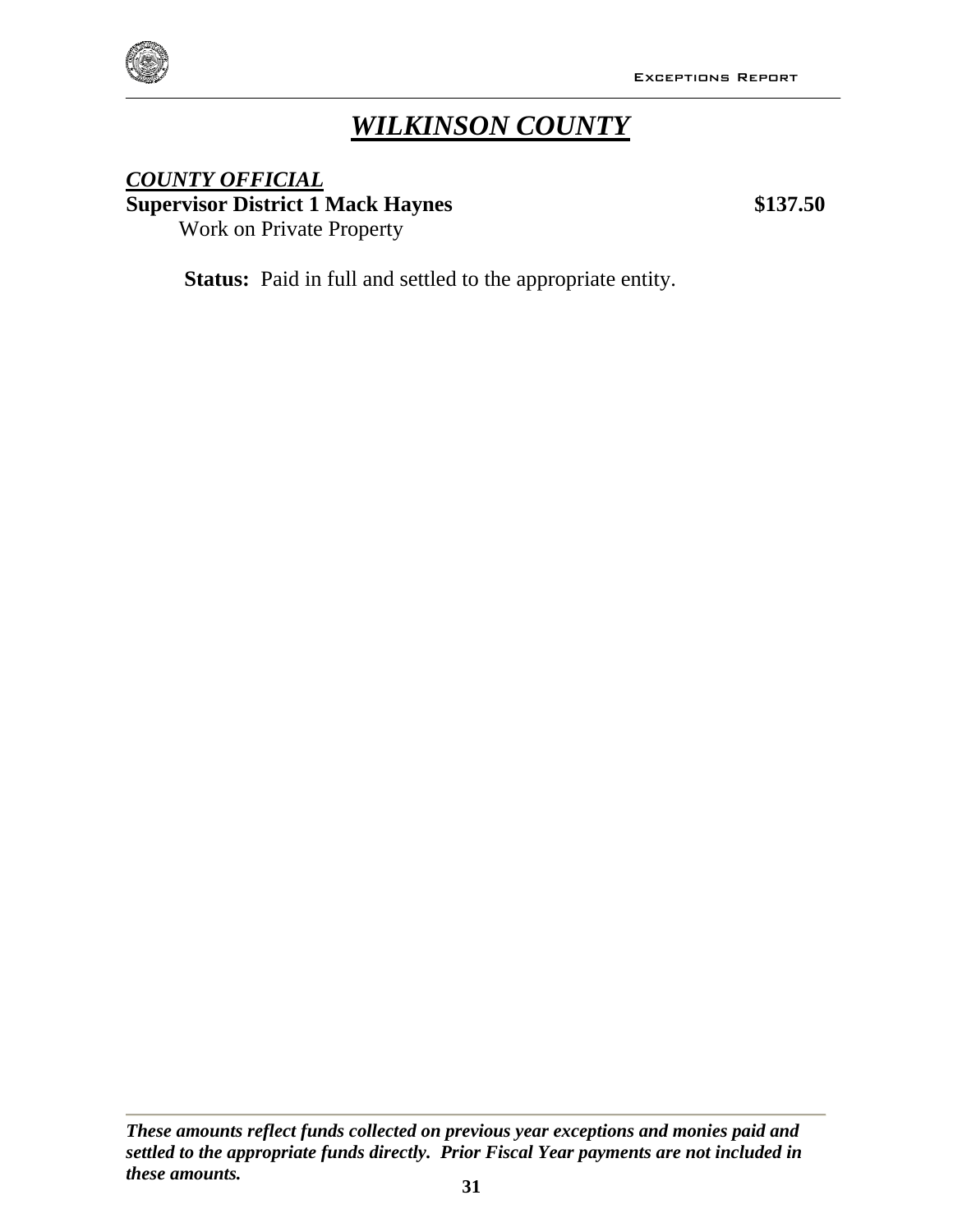# *WILKINSON COUNTY*

***COUNTY OFFICIAL***

**Supervisor District 1 Mack Haynes** **$137.50**

Work on Private Property

**Status:** Paid in full and settled to the appropriate entity.

***These amounts reflect funds collected on previous year exceptions and monies paid and settled to the appropriate funds directly. Prior Fiscal Year payments are not included in these amounts.***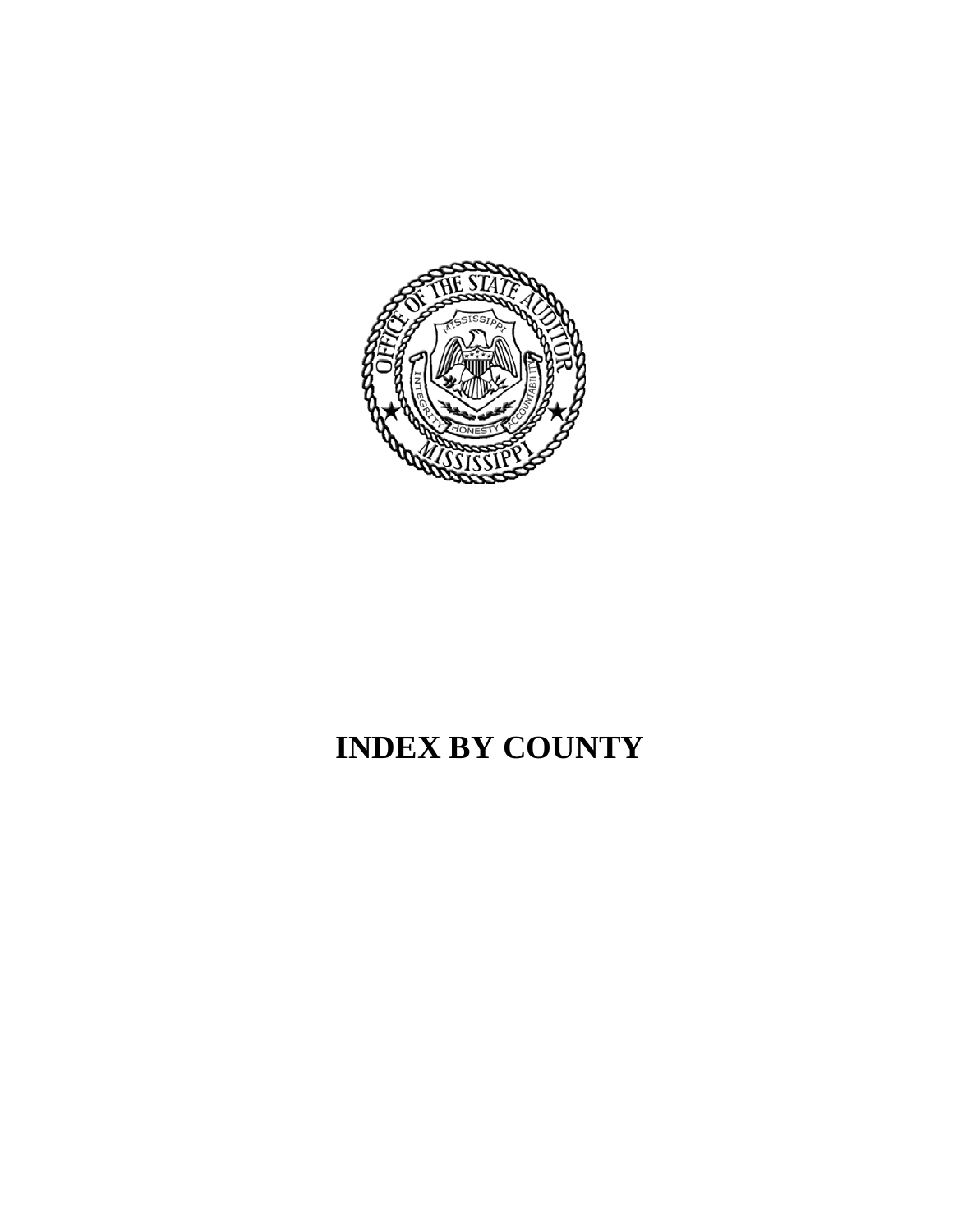# INDEX BY COUNTY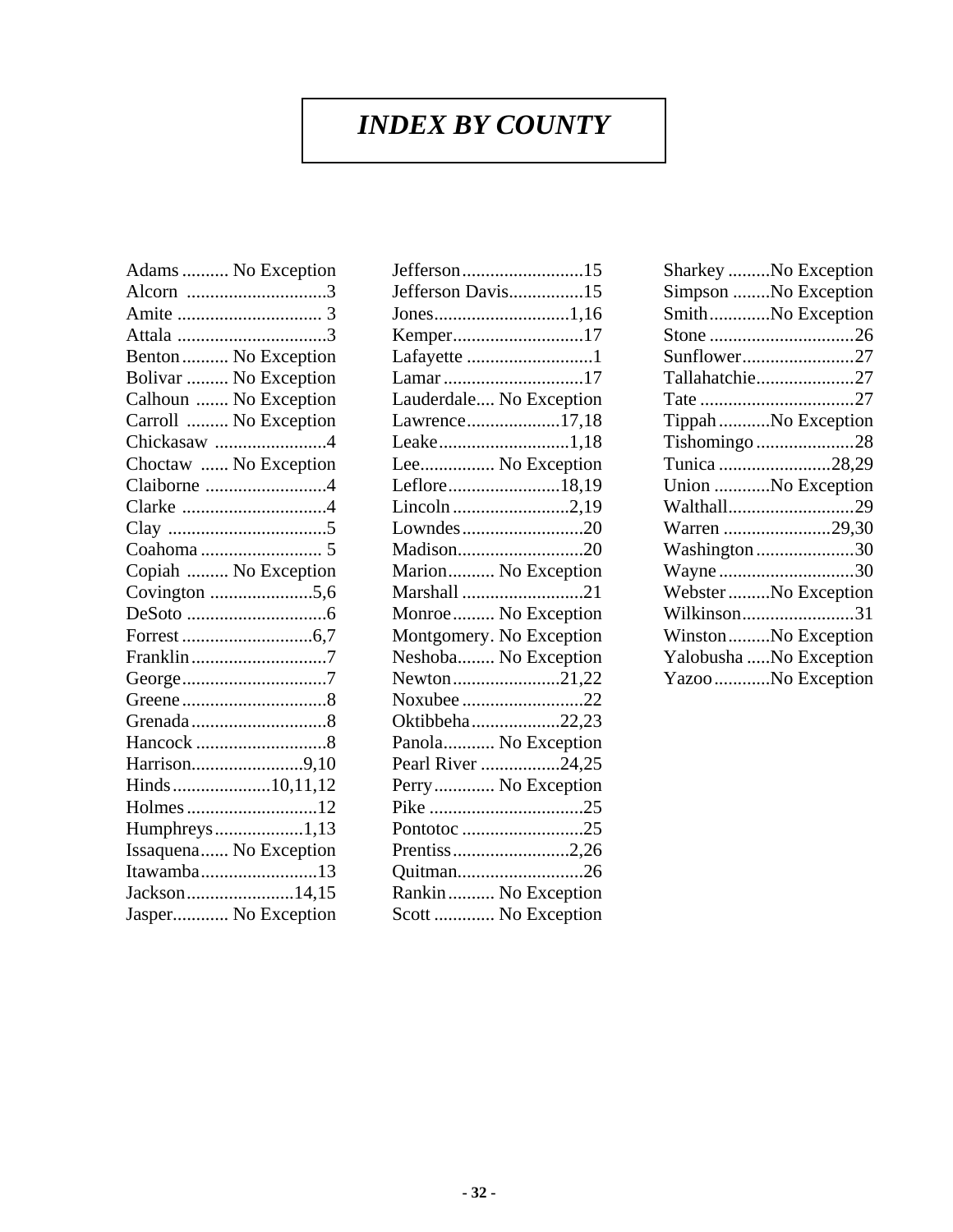# *INDEX BY COUNTY*

Adams .......... No Exception
Alcorn ..............................3
Amite ............................... 3
Attala ................................3
Benton.......... No Exception
Bolivar ......... No Exception
Calhoun ....... No Exception
Carroll ......... No Exception
Chickasaw ........................4
Choctaw ...... No Exception
Claiborne ..........................4
Clarke ...............................4
Clay ..................................5
Coahoma .......................... 5
Copiah ......... No Exception
Covington ......................5,6
DeSoto ..............................6
Forrest ............................6,7
Franklin.............................7
George...............................7
Greene...............................8
Grenada.............................8
Hancock ............................8
Harrison........................9,10
Hinds.....................10,11,12
Holmes............................12
Humphreys...................1,13
Issaquena...... No Exception
Itawamba.........................13
Jackson.......................14,15
Jasper............ No Exception

Jefferson..........................15
Jefferson Davis................15
Jones............................1,16
Kemper............................17
Lafayette ...........................1
Lamar ..............................17
Lauderdale.... No Exception
Lawrence....................17,18
Leake............................1,18
Lee................ No Exception
Leflore........................18,19
Lincoln .........................2,19
Lowndes..........................20
Madison...........................20
Marion.......... No Exception
Marshall ..........................21
Monroe......... No Exception
Montgomery. No Exception
Neshoba........ No Exception
Newton.......................21,22
Noxubee ..........................22
Oktibbeha...................22,23
Panola........... No Exception
Pearl River .................24,25
Perry............. No Exception
Pike .................................25
Pontotoc ..........................25
Prentiss.........................2,26
Quitman...........................26
Rankin.......... No Exception
Scott ............. No Exception

Sharkey .........No Exception
Simpson ........No Exception
Smith.............No Exception
Stone ...............................26
Sunflower........................27
Tallahatchie.....................27
Tate .................................27
Tippah ...........No Exception
Tishomingo .....................28
Tunica ........................28,29
Union ............No Exception
Walthall...........................29
Warren .......................29,30
Washington .....................30
Wayne .............................30
Webster .........No Exception
Wilkinson........................31
Winston.........No Exception
Yalobusha .....No Exception
Yazoo............No Exception